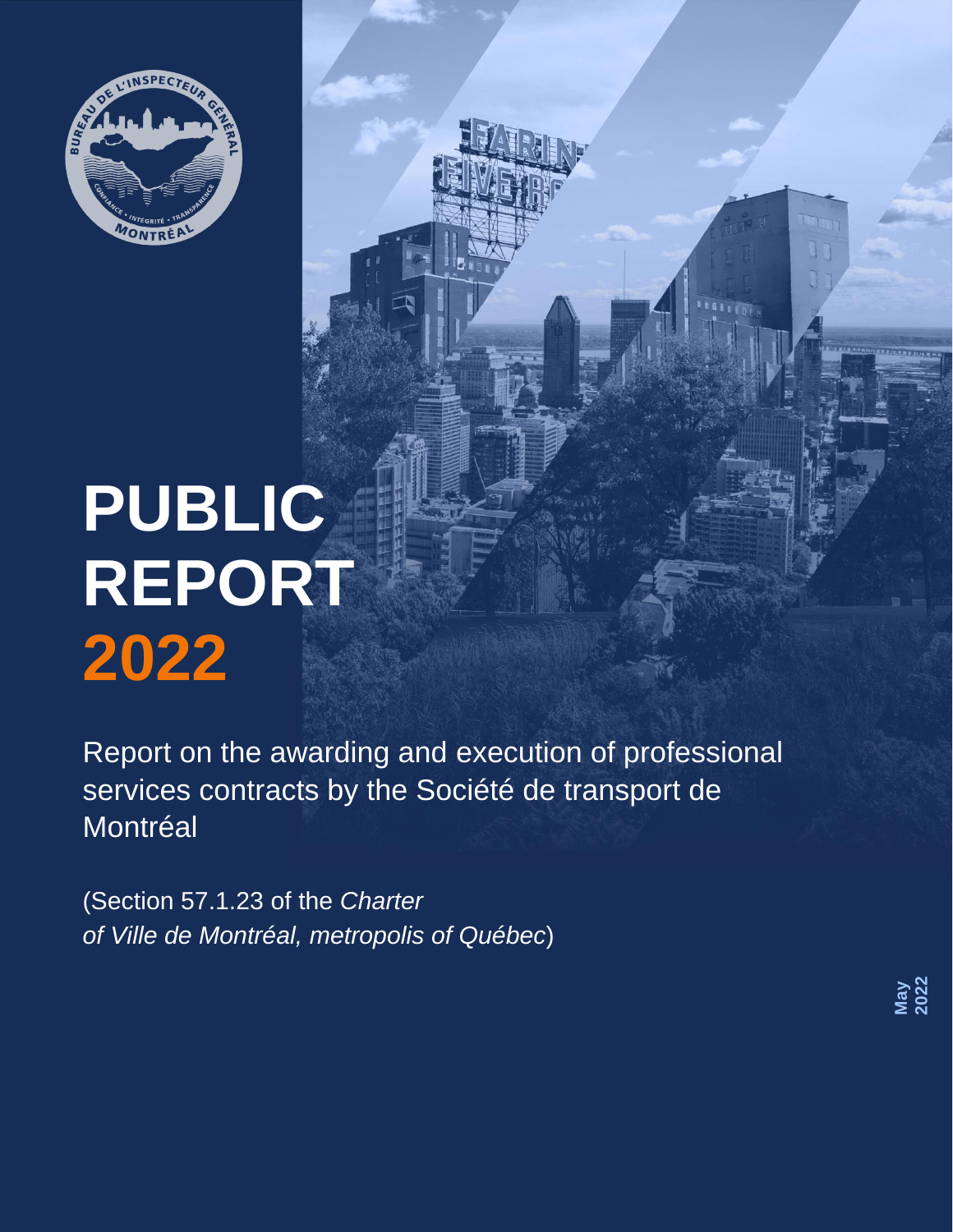# PUBLIC REPORT 2022

Report on the awarding and execution of professional services contracts by the Société de transport de Montréal

(Section 57.1.23 of the *Charter of Ville de Montréal, metropolis of Québec*)

May 2022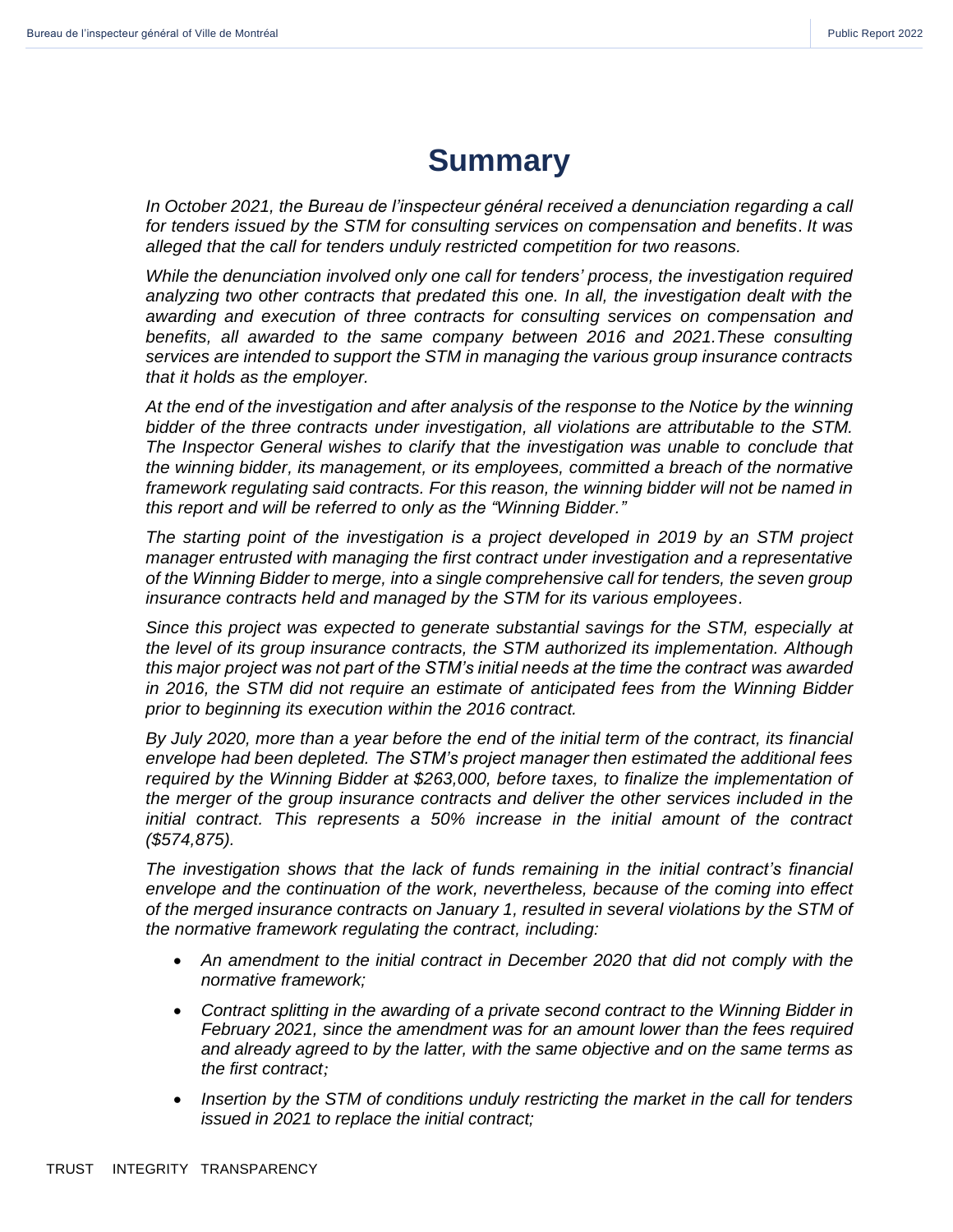# Summary

*In October 2021, the Bureau de l'inspecteur général received a denunciation regarding a call for tenders issued by the STM for consulting services on compensation and benefits. It was alleged that the call for tenders unduly restricted competition for two reasons.*

*While the denunciation involved only one call for tenders' process, the investigation required analyzing two other contracts that predated this one. In all, the investigation dealt with the awarding and execution of three contracts for consulting services on compensation and benefits, all awarded to the same company between 2016 and 2021.These consulting services are intended to support the STM in managing the various group insurance contracts that it holds as the employer.*

*At the end of the investigation and after analysis of the response to the Notice by the winning bidder of the three contracts under investigation, all violations are attributable to the STM. The Inspector General wishes to clarify that the investigation was unable to conclude that the winning bidder, its management, or its employees, committed a breach of the normative framework regulating said contracts. For this reason, the winning bidder will not be named in this report and will be referred to only as the "Winning Bidder."*

*The starting point of the investigation is a project developed in 2019 by an STM project manager entrusted with managing the first contract under investigation and a representative of the Winning Bidder to merge, into a single comprehensive call for tenders, the seven group insurance contracts held and managed by the STM for its various employees.*

*Since this project was expected to generate substantial savings for the STM, especially at the level of its group insurance contracts, the STM authorized its implementation. Although this major project was not part of the STM's initial needs at the time the contract was awarded in 2016, the STM did not require an estimate of anticipated fees from the Winning Bidder prior to beginning its execution within the 2016 contract.*

*By July 2020, more than a year before the end of the initial term of the contract, its financial envelope had been depleted. The STM's project manager then estimated the additional fees required by the Winning Bidder at $263,000, before taxes, to finalize the implementation of the merger of the group insurance contracts and deliver the other services included in the initial contract. This represents a 50% increase in the initial amount of the contract ($574,875).*

*The investigation shows that the lack of funds remaining in the initial contract's financial envelope and the continuation of the work, nevertheless, because of the coming into effect of the merged insurance contracts on January 1, resulted in several violations by the STM of the normative framework regulating the contract, including:*

- *An amendment to the initial contract in December 2020 that did not comply with the normative framework;*
- *Contract splitting in the awarding of a private second contract to the Winning Bidder in February 2021, since the amendment was for an amount lower than the fees required and already agreed to by the latter, with the same objective and on the same terms as the first contract;*
- *Insertion by the STM of conditions unduly restricting the market in the call for tenders issued in 2021 to replace the initial contract;*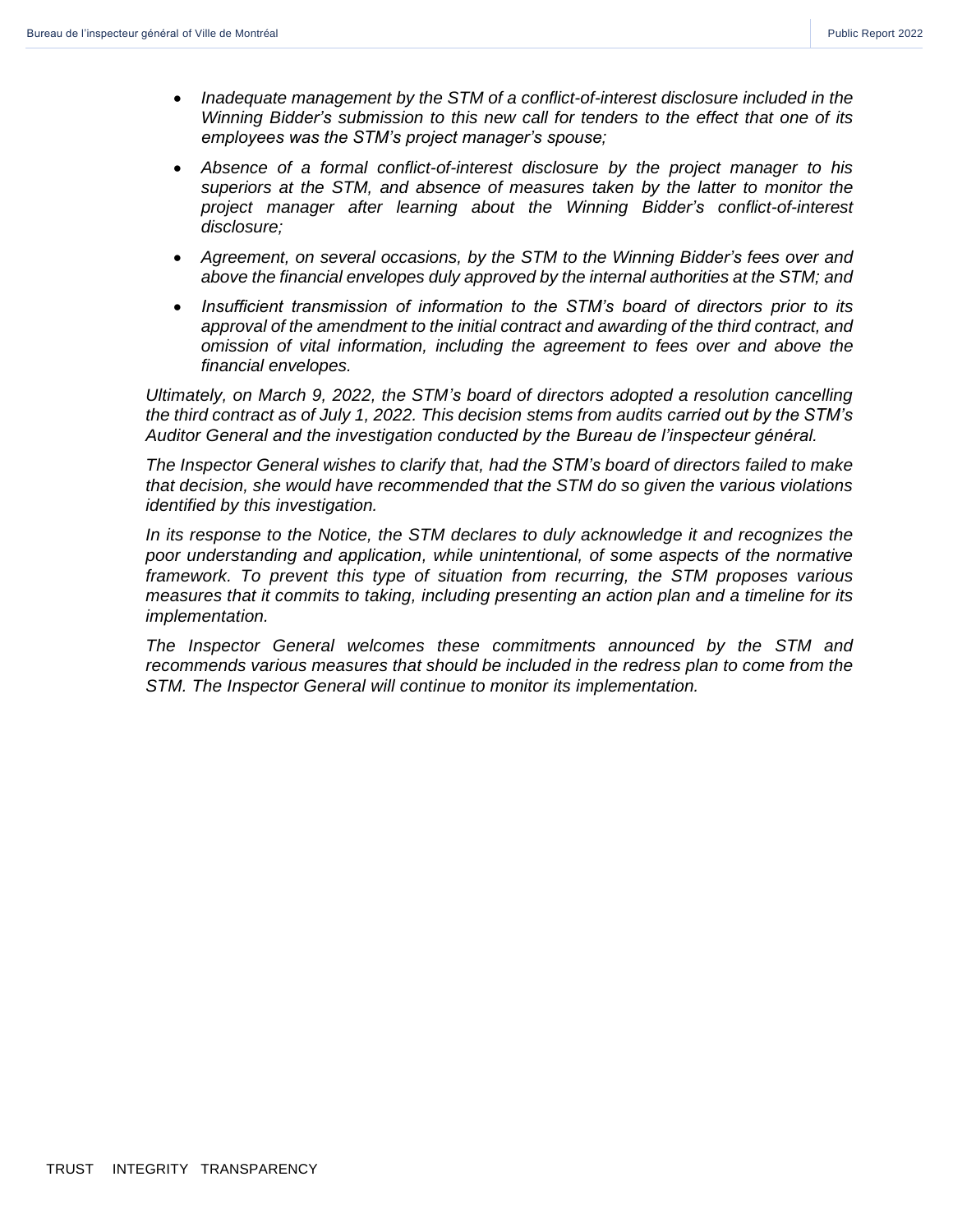- *Inadequate management by the STM of a conflict-of-interest disclosure included in the Winning Bidder's submission to this new call for tenders to the effect that one of its employees was the STM's project manager's spouse;*
- *Absence of a formal conflict-of-interest disclosure by the project manager to his superiors at the STM, and absence of measures taken by the latter to monitor the project manager after learning about the Winning Bidder's conflict-of-interest disclosure;*
- *Agreement, on several occasions, by the STM to the Winning Bidder's fees over and above the financial envelopes duly approved by the internal authorities at the STM; and*
- *Insufficient transmission of information to the STM's board of directors prior to its approval of the amendment to the initial contract and awarding of the third contract, and omission of vital information, including the agreement to fees over and above the financial envelopes.*

*Ultimately, on March 9, 2022, the STM's board of directors adopted a resolution cancelling the third contract as of July 1, 2022. This decision stems from audits carried out by the STM's Auditor General and the investigation conducted by the Bureau de l'inspecteur général.*

*The Inspector General wishes to clarify that, had the STM's board of directors failed to make that decision, she would have recommended that the STM do so given the various violations identified by this investigation.*

*In its response to the Notice, the STM declares to duly acknowledge it and recognizes the poor understanding and application, while unintentional, of some aspects of the normative framework. To prevent this type of situation from recurring, the STM proposes various measures that it commits to taking, including presenting an action plan and a timeline for its implementation.*

*The Inspector General welcomes these commitments announced by the STM and recommends various measures that should be included in the redress plan to come from the STM. The Inspector General will continue to monitor its implementation.*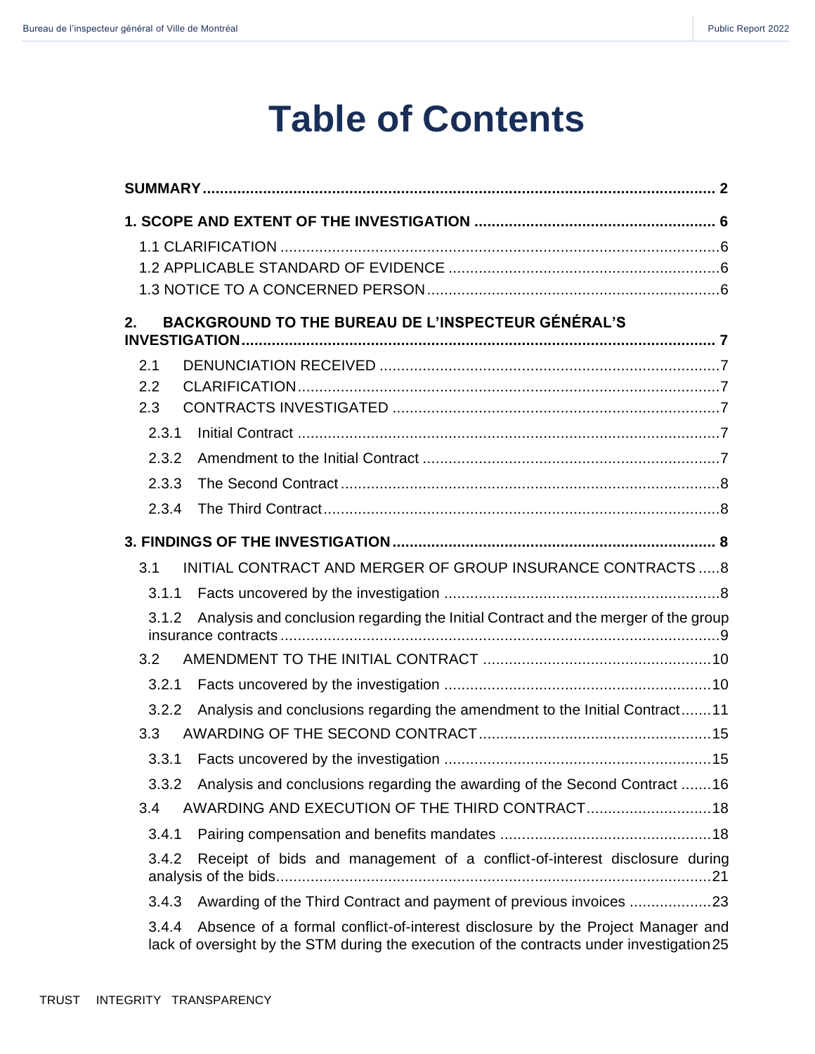# Table of Contents

**SUMMARY** ........................................................................................................ 2

**1. SCOPE AND EXTENT OF THE INVESTIGATION** ........................................................ 6

- 1.1 CLARIFICATION .................................................................................................... 6
- 1.2 APPLICABLE STANDARD OF EVIDENCE ................................................................ 6
- 1.3 NOTICE TO A CONCERNED PERSON ..................................................................... 6

**2. BACKGROUND TO THE BUREAU DE L'INSPECTEUR GÉNÉRAL'S INVESTIGATION** ........................................................................................................ 7

- 2.1 DENUNCIATION RECEIVED ...................................................................................... 7
- 2.2 CLARIFICATION ........................................................................................................ 7
- 2.3 CONTRACTS INVESTIGATED .................................................................................... 7
  - 2.3.1 Initial Contract ........................................................................................................ 7
  - 2.3.2 Amendment to the Initial Contract .............................................................................. 7
  - 2.3.3 The Second Contract ................................................................................................ 8
  - 2.3.4 The Third Contract ................................................................................................... 8

**3. FINDINGS OF THE INVESTIGATION** ......................................................................... 8

- 3.1 INITIAL CONTRACT AND MERGER OF GROUP INSURANCE CONTRACTS ..... 8
  - 3.1.1 Facts uncovered by the investigation ........................................................................ 8
  - 3.1.2 Analysis and conclusion regarding the Initial Contract and the merger of the group insurance contracts ........................................................................................................ 9
- 3.2 AMENDMENT TO THE INITIAL CONTRACT .............................................................. 10
  - 3.2.1 Facts uncovered by the investigation ........................................................................ 10
  - 3.2.2 Analysis and conclusions regarding the amendment to the Initial Contract ....... 11
- 3.3 AWARDING OF THE SECOND CONTRACT ............................................................... 15
  - 3.3.1 Facts uncovered by the investigation ........................................................................ 15
  - 3.3.2 Analysis and conclusions regarding the awarding of the Second Contract ....... 16
- 3.4 AWARDING AND EXECUTION OF THE THIRD CONTRACT ...................................... 18
  - 3.4.1 Pairing compensation and benefits mandates ........................................................... 18
  - 3.4.2 Receipt of bids and management of a conflict-of-interest disclosure during analysis of the bids .......................................................................................................... 21
  - 3.4.3 Awarding of the Third Contract and payment of previous invoices ..................... 23
  - 3.4.4 Absence of a formal conflict-of-interest disclosure by the Project Manager and lack of oversight by the STM during the execution of the contracts under investigation 25

TRUST INTEGRITY TRANSPARENCY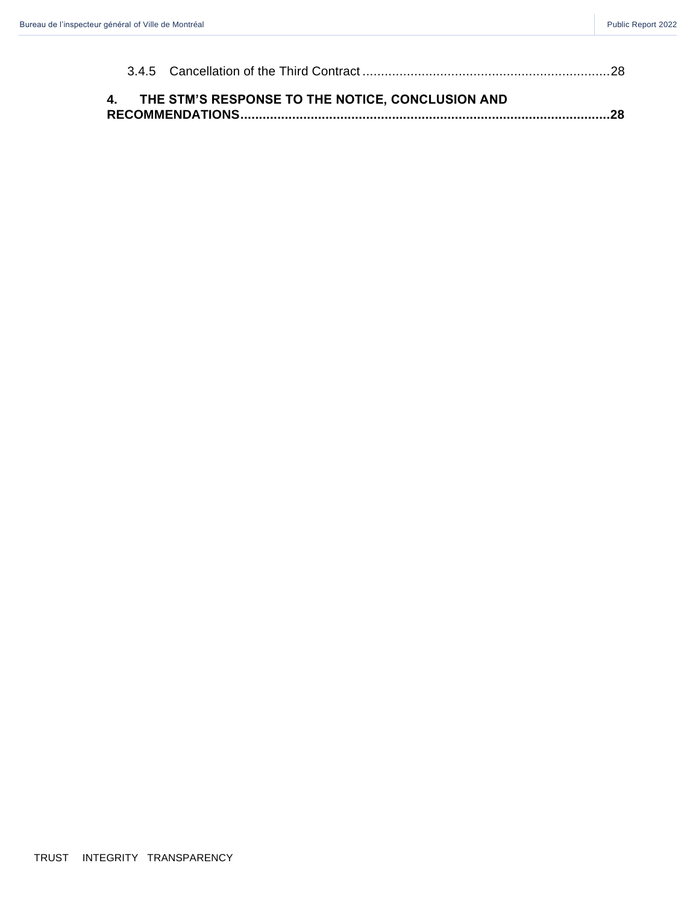3.4.5 Cancellation of the Third Contract ................................................................28

**4. THE STM'S RESPONSE TO THE NOTICE, CONCLUSION AND RECOMMENDATIONS...............................................................................................28**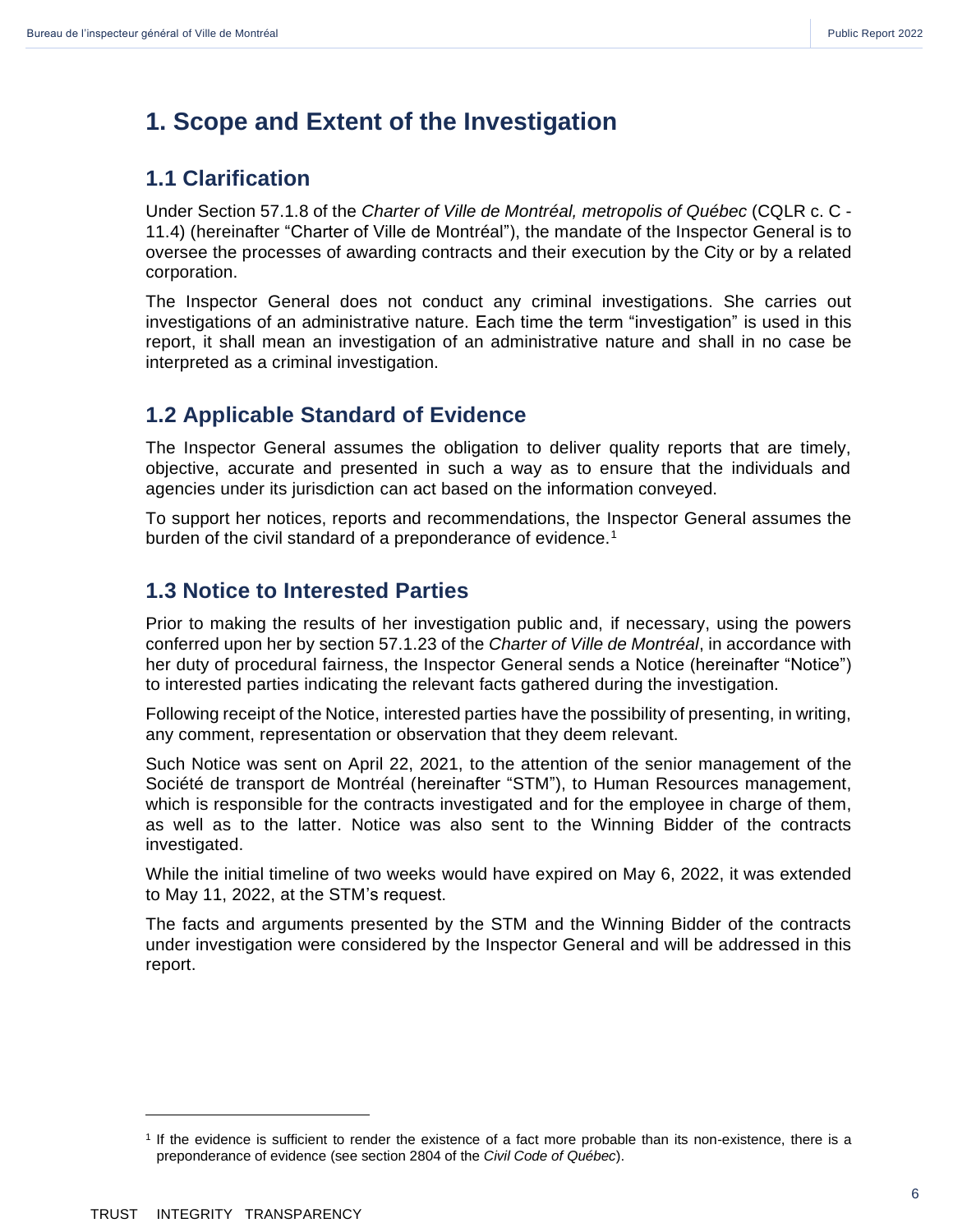# 1. Scope and Extent of the Investigation

## 1.1 Clarification

Under Section 57.1.8 of the *Charter of Ville de Montréal, metropolis of Québec* (CQLR c. C - 11.4) (hereinafter "Charter of Ville de Montréal"), the mandate of the Inspector General is to oversee the processes of awarding contracts and their execution by the City or by a related corporation.

The Inspector General does not conduct any criminal investigations. She carries out investigations of an administrative nature. Each time the term "investigation" is used in this report, it shall mean an investigation of an administrative nature and shall in no case be interpreted as a criminal investigation.

## 1.2 Applicable Standard of Evidence

The Inspector General assumes the obligation to deliver quality reports that are timely, objective, accurate and presented in such a way as to ensure that the individuals and agencies under its jurisdiction can act based on the information conveyed.

To support her notices, reports and recommendations, the Inspector General assumes the burden of the civil standard of a preponderance of evidence.[1]

## 1.3 Notice to Interested Parties

Prior to making the results of her investigation public and, if necessary, using the powers conferred upon her by section 57.1.23 of the *Charter of Ville de Montréal*, in accordance with her duty of procedural fairness, the Inspector General sends a Notice (hereinafter "Notice") to interested parties indicating the relevant facts gathered during the investigation.

Following receipt of the Notice, interested parties have the possibility of presenting, in writing, any comment, representation or observation that they deem relevant.

Such Notice was sent on April 22, 2021, to the attention of the senior management of the Société de transport de Montréal (hereinafter "STM"), to Human Resources management, which is responsible for the contracts investigated and for the employee in charge of them, as well as to the latter. Notice was also sent to the Winning Bidder of the contracts investigated.

While the initial timeline of two weeks would have expired on May 6, 2022, it was extended to May 11, 2022, at the STM's request.

The facts and arguments presented by the STM and the Winning Bidder of the contracts under investigation were considered by the Inspector General and will be addressed in this report.

---

[1] If the evidence is sufficient to render the existence of a fact more probable than its non-existence, there is a preponderance of evidence (see section 2804 of the *Civil Code of Québec*).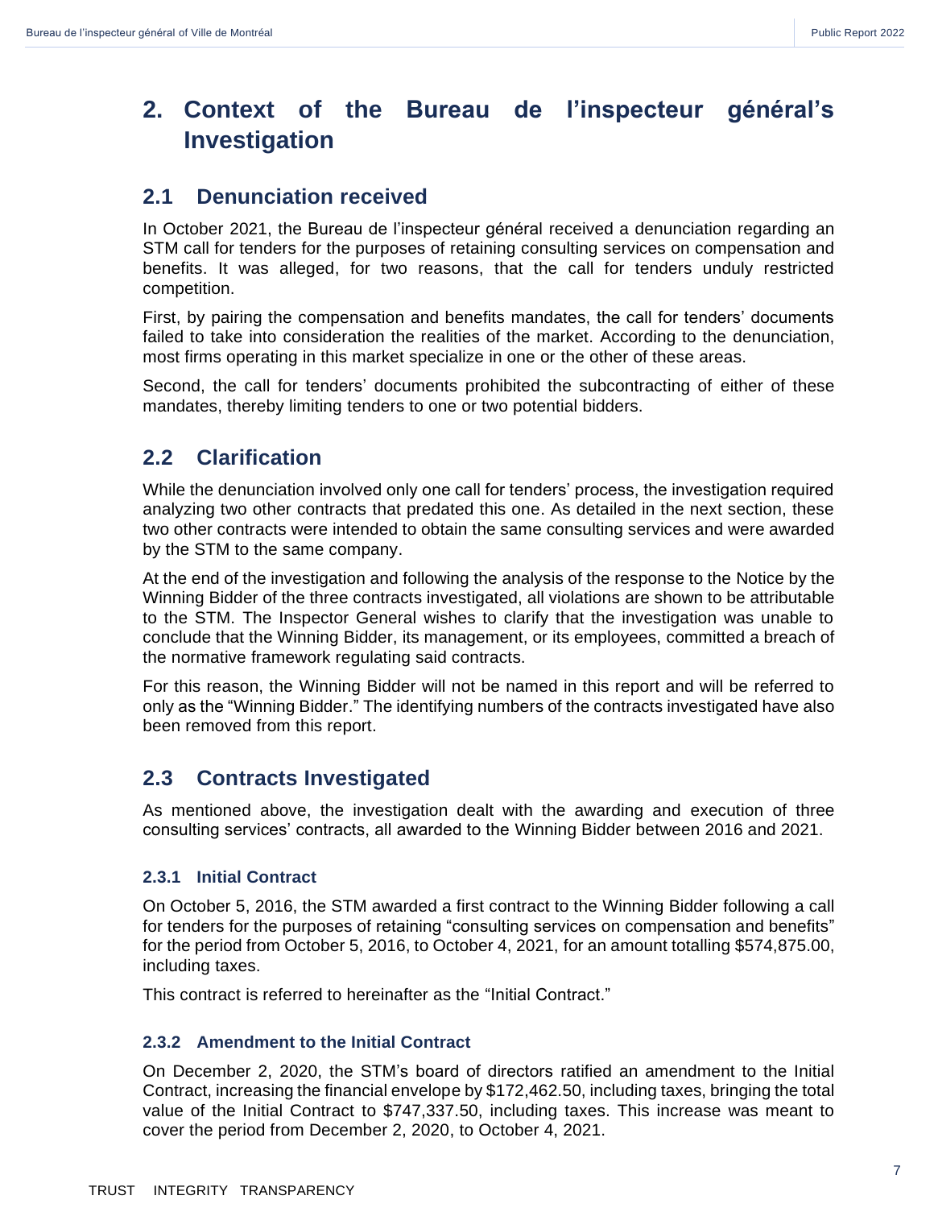# 2. Context of the Bureau de l'inspecteur général's Investigation

## 2.1 Denunciation received

In October 2021, the Bureau de l'inspecteur général received a denunciation regarding an STM call for tenders for the purposes of retaining consulting services on compensation and benefits. It was alleged, for two reasons, that the call for tenders unduly restricted competition.

First, by pairing the compensation and benefits mandates, the call for tenders' documents failed to take into consideration the realities of the market. According to the denunciation, most firms operating in this market specialize in one or the other of these areas.

Second, the call for tenders' documents prohibited the subcontracting of either of these mandates, thereby limiting tenders to one or two potential bidders.

## 2.2 Clarification

While the denunciation involved only one call for tenders' process, the investigation required analyzing two other contracts that predated this one. As detailed in the next section, these two other contracts were intended to obtain the same consulting services and were awarded by the STM to the same company.

At the end of the investigation and following the analysis of the response to the Notice by the Winning Bidder of the three contracts investigated, all violations are shown to be attributable to the STM. The Inspector General wishes to clarify that the investigation was unable to conclude that the Winning Bidder, its management, or its employees, committed a breach of the normative framework regulating said contracts.

For this reason, the Winning Bidder will not be named in this report and will be referred to only as the "Winning Bidder." The identifying numbers of the contracts investigated have also been removed from this report.

## 2.3 Contracts Investigated

As mentioned above, the investigation dealt with the awarding and execution of three consulting services' contracts, all awarded to the Winning Bidder between 2016 and 2021.

### 2.3.1 Initial Contract

On October 5, 2016, the STM awarded a first contract to the Winning Bidder following a call for tenders for the purposes of retaining "consulting services on compensation and benefits" for the period from October 5, 2016, to October 4, 2021, for an amount totalling $574,875.00, including taxes.

This contract is referred to hereinafter as the "Initial Contract."

### 2.3.2 Amendment to the Initial Contract

On December 2, 2020, the STM's board of directors ratified an amendment to the Initial Contract, increasing the financial envelope by $172,462.50, including taxes, bringing the total value of the Initial Contract to $747,337.50, including taxes. This increase was meant to cover the period from December 2, 2020, to October 4, 2021.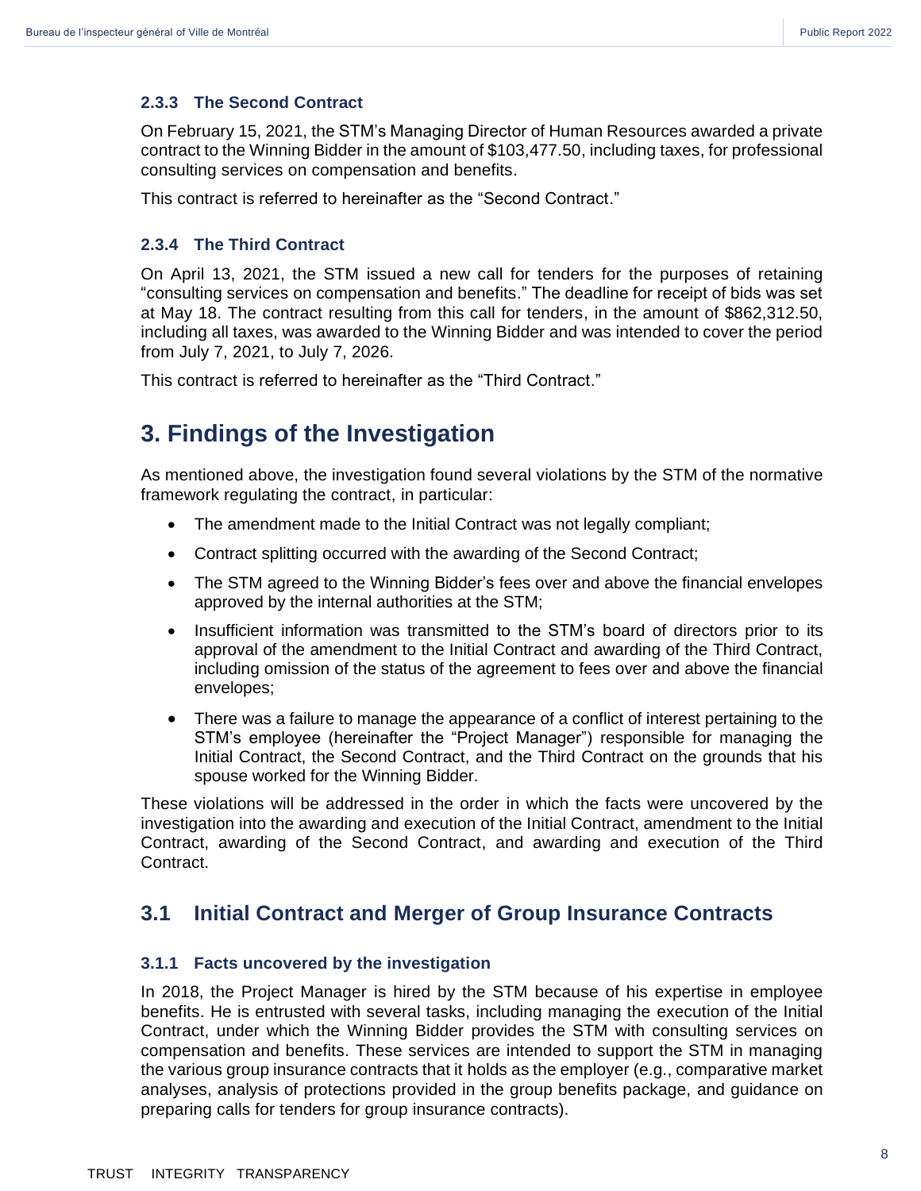### 2.3.3 The Second Contract

On February 15, 2021, the STM's Managing Director of Human Resources awarded a private contract to the Winning Bidder in the amount of $103,477.50, including taxes, for professional consulting services on compensation and benefits.

This contract is referred to hereinafter as the "Second Contract."

### 2.3.4 The Third Contract

On April 13, 2021, the STM issued a new call for tenders for the purposes of retaining "consulting services on compensation and benefits." The deadline for receipt of bids was set at May 18. The contract resulting from this call for tenders, in the amount of $862,312.50, including all taxes, was awarded to the Winning Bidder and was intended to cover the period from July 7, 2021, to July 7, 2026.

This contract is referred to hereinafter as the "Third Contract."

# 3. Findings of the Investigation

As mentioned above, the investigation found several violations by the STM of the normative framework regulating the contract, in particular:

- The amendment made to the Initial Contract was not legally compliant;
- Contract splitting occurred with the awarding of the Second Contract;
- The STM agreed to the Winning Bidder's fees over and above the financial envelopes approved by the internal authorities at the STM;
- Insufficient information was transmitted to the STM's board of directors prior to its approval of the amendment to the Initial Contract and awarding of the Third Contract, including omission of the status of the agreement to fees over and above the financial envelopes;
- There was a failure to manage the appearance of a conflict of interest pertaining to the STM's employee (hereinafter the "Project Manager") responsible for managing the Initial Contract, the Second Contract, and the Third Contract on the grounds that his spouse worked for the Winning Bidder.

These violations will be addressed in the order in which the facts were uncovered by the investigation into the awarding and execution of the Initial Contract, amendment to the Initial Contract, awarding of the Second Contract, and awarding and execution of the Third Contract.

## 3.1 Initial Contract and Merger of Group Insurance Contracts

### 3.1.1 Facts uncovered by the investigation

In 2018, the Project Manager is hired by the STM because of his expertise in employee benefits. He is entrusted with several tasks, including managing the execution of the Initial Contract, under which the Winning Bidder provides the STM with consulting services on compensation and benefits. These services are intended to support the STM in managing the various group insurance contracts that it holds as the employer (e.g., comparative market analyses, analysis of protections provided in the group benefits package, and guidance on preparing calls for tenders for group insurance contracts).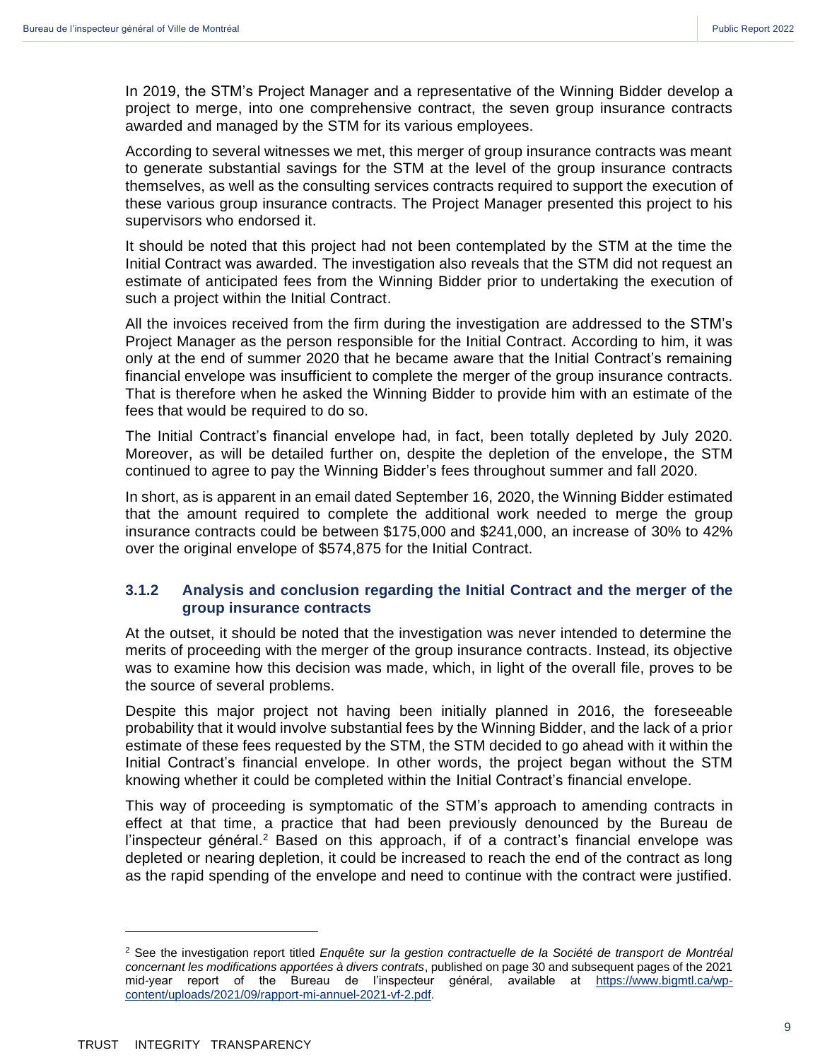In 2019, the STM's Project Manager and a representative of the Winning Bidder develop a project to merge, into one comprehensive contract, the seven group insurance contracts awarded and managed by the STM for its various employees.

According to several witnesses we met, this merger of group insurance contracts was meant to generate substantial savings for the STM at the level of the group insurance contracts themselves, as well as the consulting services contracts required to support the execution of these various group insurance contracts. The Project Manager presented this project to his supervisors who endorsed it.

It should be noted that this project had not been contemplated by the STM at the time the Initial Contract was awarded. The investigation also reveals that the STM did not request an estimate of anticipated fees from the Winning Bidder prior to undertaking the execution of such a project within the Initial Contract.

All the invoices received from the firm during the investigation are addressed to the STM's Project Manager as the person responsible for the Initial Contract. According to him, it was only at the end of summer 2020 that he became aware that the Initial Contract's remaining financial envelope was insufficient to complete the merger of the group insurance contracts. That is therefore when he asked the Winning Bidder to provide him with an estimate of the fees that would be required to do so.

The Initial Contract's financial envelope had, in fact, been totally depleted by July 2020. Moreover, as will be detailed further on, despite the depletion of the envelope, the STM continued to agree to pay the Winning Bidder's fees throughout summer and fall 2020.

In short, as is apparent in an email dated September 16, 2020, the Winning Bidder estimated that the amount required to complete the additional work needed to merge the group insurance contracts could be between $175,000 and $241,000, an increase of 30% to 42% over the original envelope of $574,875 for the Initial Contract.

### 3.1.2 Analysis and conclusion regarding the Initial Contract and the merger of the group insurance contracts

At the outset, it should be noted that the investigation was never intended to determine the merits of proceeding with the merger of the group insurance contracts. Instead, its objective was to examine how this decision was made, which, in light of the overall file, proves to be the source of several problems.

Despite this major project not having been initially planned in 2016, the foreseeable probability that it would involve substantial fees by the Winning Bidder, and the lack of a prior estimate of these fees requested by the STM, the STM decided to go ahead with it within the Initial Contract's financial envelope. In other words, the project began without the STM knowing whether it could be completed within the Initial Contract's financial envelope.

This way of proceeding is symptomatic of the STM's approach to amending contracts in effect at that time, a practice that had been previously denounced by the Bureau de l'inspecteur général.[2] Based on this approach, if of a contract's financial envelope was depleted or nearing depletion, it could be increased to reach the end of the contract as long as the rapid spending of the envelope and need to continue with the contract were justified.

---

[2] See the investigation report titled *Enquête sur la gestion contractuelle de la Société de transport de Montréal concernant les modifications apportées à divers contrats*, published on page 30 and subsequent pages of the 2021 mid-year report of the Bureau de l'inspecteur général, available at [https://www.bigmtl.ca/wp-content/uploads/2021/09/rapport-mi-annuel-2021-vf-2.pdf](https://www.bigmtl.ca/wp-content/uploads/2021/09/rapport-mi-annuel-2021-vf-2.pdf).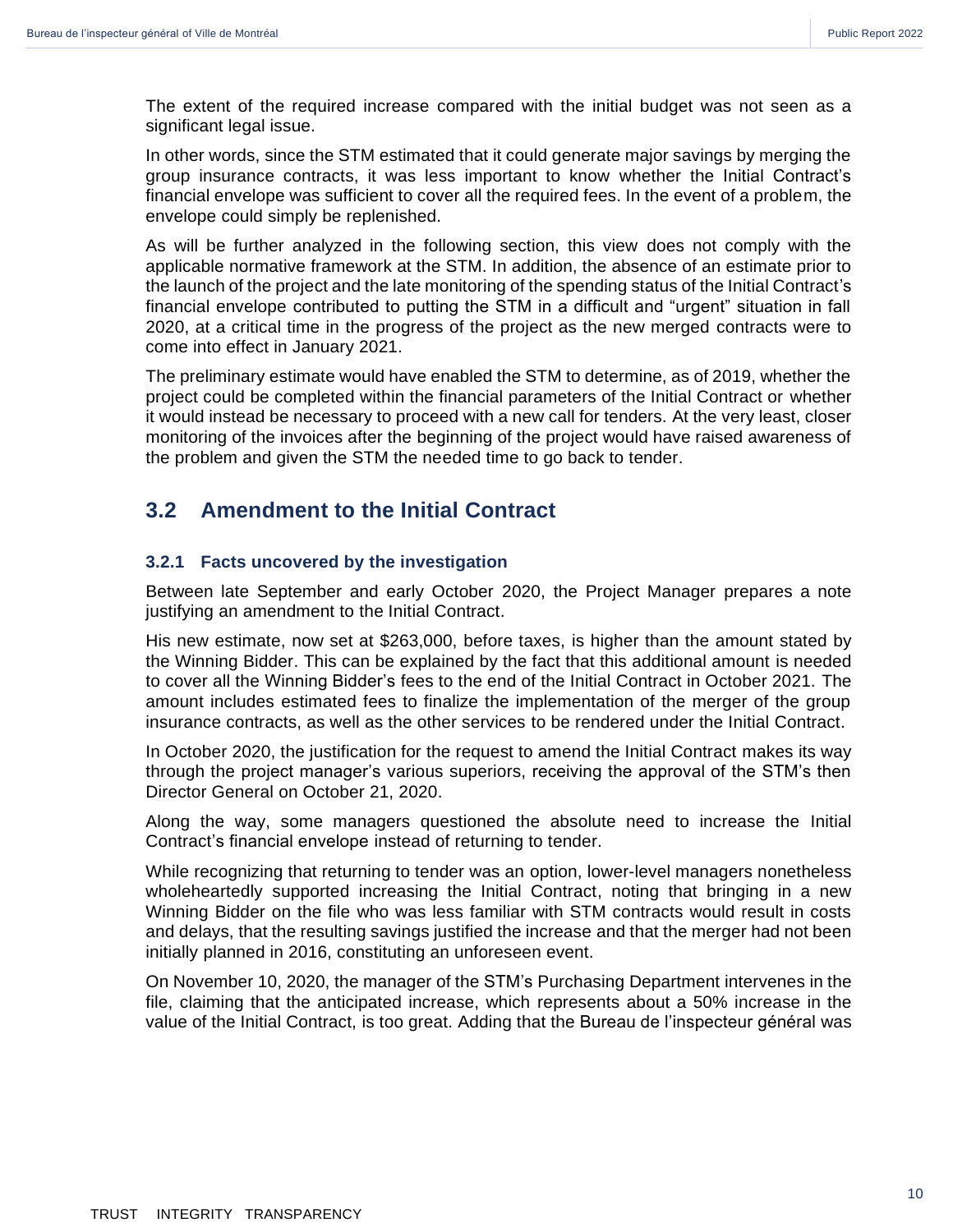The extent of the required increase compared with the initial budget was not seen as a significant legal issue.

In other words, since the STM estimated that it could generate major savings by merging the group insurance contracts, it was less important to know whether the Initial Contract's financial envelope was sufficient to cover all the required fees. In the event of a problem, the envelope could simply be replenished.

As will be further analyzed in the following section, this view does not comply with the applicable normative framework at the STM. In addition, the absence of an estimate prior to the launch of the project and the late monitoring of the spending status of the Initial Contract's financial envelope contributed to putting the STM in a difficult and "urgent" situation in fall 2020, at a critical time in the progress of the project as the new merged contracts were to come into effect in January 2021.

The preliminary estimate would have enabled the STM to determine, as of 2019, whether the project could be completed within the financial parameters of the Initial Contract or whether it would instead be necessary to proceed with a new call for tenders. At the very least, closer monitoring of the invoices after the beginning of the project would have raised awareness of the problem and given the STM the needed time to go back to tender.

## 3.2 Amendment to the Initial Contract

### 3.2.1 Facts uncovered by the investigation

Between late September and early October 2020, the Project Manager prepares a note justifying an amendment to the Initial Contract.

His new estimate, now set at $263,000, before taxes, is higher than the amount stated by the Winning Bidder. This can be explained by the fact that this additional amount is needed to cover all the Winning Bidder's fees to the end of the Initial Contract in October 2021. The amount includes estimated fees to finalize the implementation of the merger of the group insurance contracts, as well as the other services to be rendered under the Initial Contract.

In October 2020, the justification for the request to amend the Initial Contract makes its way through the project manager's various superiors, receiving the approval of the STM's then Director General on October 21, 2020.

Along the way, some managers questioned the absolute need to increase the Initial Contract's financial envelope instead of returning to tender.

While recognizing that returning to tender was an option, lower-level managers nonetheless wholeheartedly supported increasing the Initial Contract, noting that bringing in a new Winning Bidder on the file who was less familiar with STM contracts would result in costs and delays, that the resulting savings justified the increase and that the merger had not been initially planned in 2016, constituting an unforeseen event.

On November 10, 2020, the manager of the STM's Purchasing Department intervenes in the file, claiming that the anticipated increase, which represents about a 50% increase in the value of the Initial Contract, is too great. Adding that the Bureau de l'inspecteur général was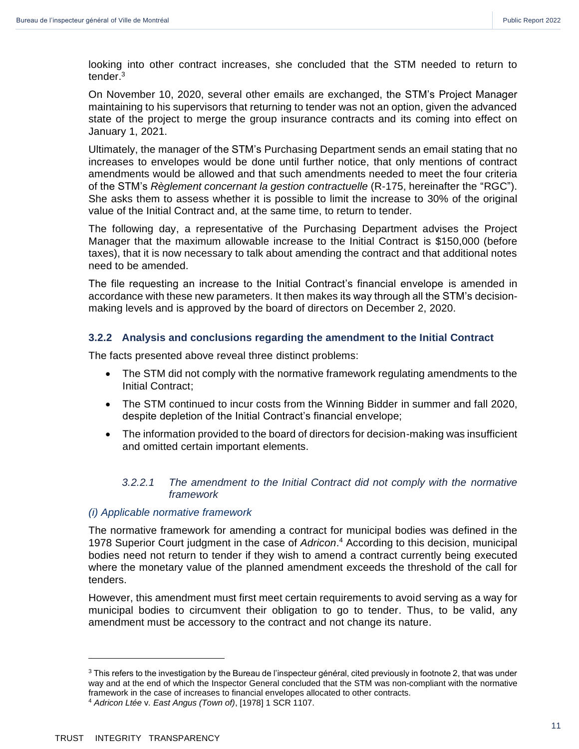looking into other contract increases, she concluded that the STM needed to return to tender.[3]

On November 10, 2020, several other emails are exchanged, the STM's Project Manager maintaining to his supervisors that returning to tender was not an option, given the advanced state of the project to merge the group insurance contracts and its coming into effect on January 1, 2021.

Ultimately, the manager of the STM's Purchasing Department sends an email stating that no increases to envelopes would be done until further notice, that only mentions of contract amendments would be allowed and that such amendments needed to meet the four criteria of the STM's *Règlement concernant la gestion contractuelle* (R-175, hereinafter the "RGC"). She asks them to assess whether it is possible to limit the increase to 30% of the original value of the Initial Contract and, at the same time, to return to tender.

The following day, a representative of the Purchasing Department advises the Project Manager that the maximum allowable increase to the Initial Contract is $150,000 (before taxes), that it is now necessary to talk about amending the contract and that additional notes need to be amended.

The file requesting an increase to the Initial Contract's financial envelope is amended in accordance with these new parameters. It then makes its way through all the STM's decision-making levels and is approved by the board of directors on December 2, 2020.

### 3.2.2 Analysis and conclusions regarding the amendment to the Initial Contract

The facts presented above reveal three distinct problems:

- The STM did not comply with the normative framework regulating amendments to the Initial Contract;
- The STM continued to incur costs from the Winning Bidder in summer and fall 2020, despite depletion of the Initial Contract's financial envelope;
- The information provided to the board of directors for decision-making was insufficient and omitted certain important elements.

#### *3.2.2.1 The amendment to the Initial Contract did not comply with the normative framework*

*(i) Applicable normative framework*

The normative framework for amending a contract for municipal bodies was defined in the 1978 Superior Court judgment in the case of *Adricon*.[4] According to this decision, municipal bodies need not return to tender if they wish to amend a contract currently being executed where the monetary value of the planned amendment exceeds the threshold of the call for tenders.

However, this amendment must first meet certain requirements to avoid serving as a way for municipal bodies to circumvent their obligation to go to tender. Thus, to be valid, any amendment must be accessory to the contract and not change its nature.

---

[3] This refers to the investigation by the Bureau de l'inspecteur général, cited previously in footnote 2, that was under way and at the end of which the Inspector General concluded that the STM was non-compliant with the normative framework in the case of increases to financial envelopes allocated to other contracts.

[4] *Adricon Ltée* v. *East Angus (Town of)*, [1978] 1 SCR 1107.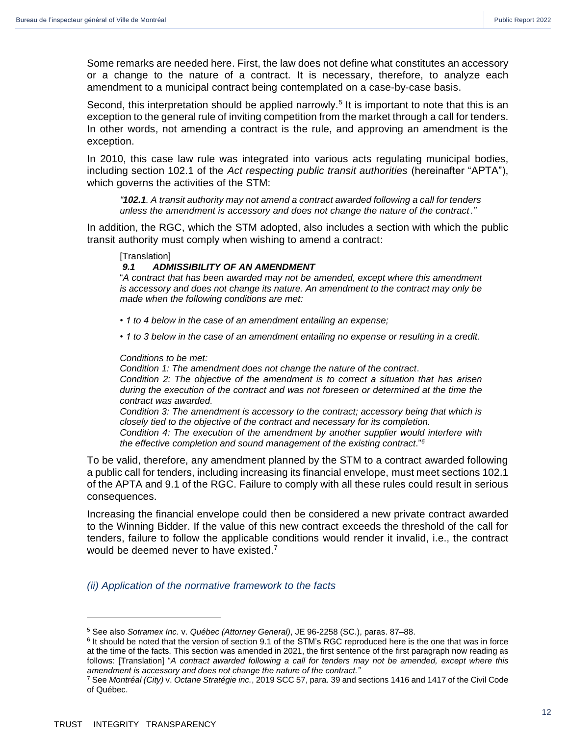Some remarks are needed here. First, the law does not define what constitutes an accessory or a change to the nature of a contract. It is necessary, therefore, to analyze each amendment to a municipal contract being contemplated on a case-by-case basis.

Second, this interpretation should be applied narrowly.[5] It is important to note that this is an exception to the general rule of inviting competition from the market through a call for tenders. In other words, not amending a contract is the rule, and approving an amendment is the exception.

In 2010, this case law rule was integrated into various acts regulating municipal bodies, including section 102.1 of the *Act respecting public transit authorities* (hereinafter "APTA"), which governs the activities of the STM:

> *"**102.1**. A transit authority may not amend a contract awarded following a call for tenders unless the amendment is accessory and does not change the nature of the contract."*

In addition, the RGC, which the STM adopted, also includes a section with which the public transit authority must comply when wishing to amend a contract:

> [Translation]
> ***9.1 ADMISSIBILITY OF AN AMENDMENT***
> "*A contract that has been awarded may not be amended, except where this amendment is accessory and does not change its nature. An amendment to the contract may only be made when the following conditions are met:*
>
> - *1 to 4 below in the case of an amendment entailing an expense;*
> - *1 to 3 below in the case of an amendment entailing no expense or resulting in a credit.*
>
> *Conditions to be met:*
> *Condition 1: The amendment does not change the nature of the contract.*
> *Condition 2: The objective of the amendment is to correct a situation that has arisen during the execution of the contract and was not foreseen or determined at the time the contract was awarded.*
> *Condition 3: The amendment is accessory to the contract; accessory being that which is closely tied to the objective of the contract and necessary for its completion.*
> *Condition 4: The execution of the amendment by another supplier would interfere with the effective completion and sound management of the existing contract.*"[6]

To be valid, therefore, any amendment planned by the STM to a contract awarded following a public call for tenders, including increasing its financial envelope, must meet sections 102.1 of the APTA and 9.1 of the RGC. Failure to comply with all these rules could result in serious consequences.

Increasing the financial envelope could then be considered a new private contract awarded to the Winning Bidder. If the value of this new contract exceeds the threshold of the call for tenders, failure to follow the applicable conditions would render it invalid, i.e., the contract would be deemed never to have existed.[7]

*(ii) Application of the normative framework to the facts*

---

[5] See also *Sotramex Inc.* v. *Québec (Attorney General)*, JE 96-2258 (SC.), paras. 87–88.

[6] It should be noted that the version of section 9.1 of the STM's RGC reproduced here is the one that was in force at the time of the facts. This section was amended in 2021, the first sentence of the first paragraph now reading as follows: [Translation] "*A contract awarded following a call for tenders may not be amended, except where this amendment is accessory and does not change the nature of the contract.*"

[7] See *Montréal (City)* v. *Octane Stratégie inc.*, 2019 SCC 57, para. 39 and sections 1416 and 1417 of the Civil Code of Québec.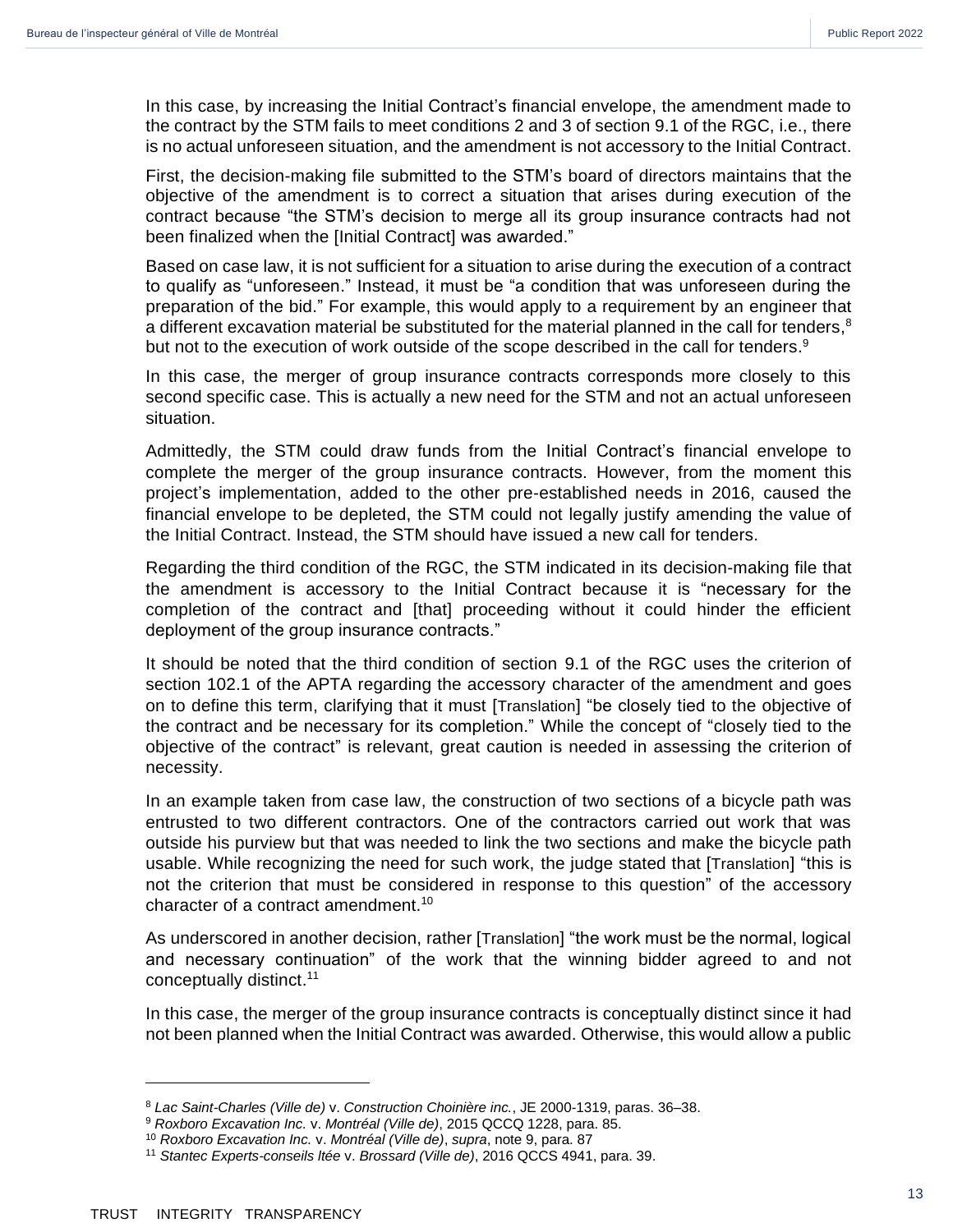In this case, by increasing the Initial Contract's financial envelope, the amendment made to the contract by the STM fails to meet conditions 2 and 3 of section 9.1 of the RGC, i.e., there is no actual unforeseen situation, and the amendment is not accessory to the Initial Contract.

First, the decision-making file submitted to the STM's board of directors maintains that the objective of the amendment is to correct a situation that arises during execution of the contract because "the STM's decision to merge all its group insurance contracts had not been finalized when the [Initial Contract] was awarded."

Based on case law, it is not sufficient for a situation to arise during the execution of a contract to qualify as "unforeseen." Instead, it must be "a condition that was unforeseen during the preparation of the bid." For example, this would apply to a requirement by an engineer that a different excavation material be substituted for the material planned in the call for tenders,[8] but not to the execution of work outside of the scope described in the call for tenders.[9]

In this case, the merger of group insurance contracts corresponds more closely to this second specific case. This is actually a new need for the STM and not an actual unforeseen situation.

Admittedly, the STM could draw funds from the Initial Contract's financial envelope to complete the merger of the group insurance contracts. However, from the moment this project's implementation, added to the other pre-established needs in 2016, caused the financial envelope to be depleted, the STM could not legally justify amending the value of the Initial Contract. Instead, the STM should have issued a new call for tenders.

Regarding the third condition of the RGC, the STM indicated in its decision-making file that the amendment is accessory to the Initial Contract because it is "necessary for the completion of the contract and [that] proceeding without it could hinder the efficient deployment of the group insurance contracts."

It should be noted that the third condition of section 9.1 of the RGC uses the criterion of section 102.1 of the APTA regarding the accessory character of the amendment and goes on to define this term, clarifying that it must [Translation] "be closely tied to the objective of the contract and be necessary for its completion." While the concept of "closely tied to the objective of the contract" is relevant, great caution is needed in assessing the criterion of necessity.

In an example taken from case law, the construction of two sections of a bicycle path was entrusted to two different contractors. One of the contractors carried out work that was outside his purview but that was needed to link the two sections and make the bicycle path usable. While recognizing the need for such work, the judge stated that [Translation] "this is not the criterion that must be considered in response to this question" of the accessory character of a contract amendment.[10]

As underscored in another decision, rather [Translation] "the work must be the normal, logical and necessary continuation" of the work that the winning bidder agreed to and not conceptually distinct.[11]

In this case, the merger of the group insurance contracts is conceptually distinct since it had not been planned when the Initial Contract was awarded. Otherwise, this would allow a public

---

[8] *Lac Saint-Charles (Ville de)* v. *Construction Choinière inc.*, JE 2000-1319, paras. 36–38.

[9] *Roxboro Excavation Inc.* v. *Montréal (Ville de)*, 2015 QCCQ 1228, para. 85.

[10] *Roxboro Excavation Inc.* v. *Montréal (Ville de)*, *supra*, note 9, para. 87

[11] *Stantec Experts-conseils ltée* v. *Brossard (Ville de)*, 2016 QCCS 4941, para. 39.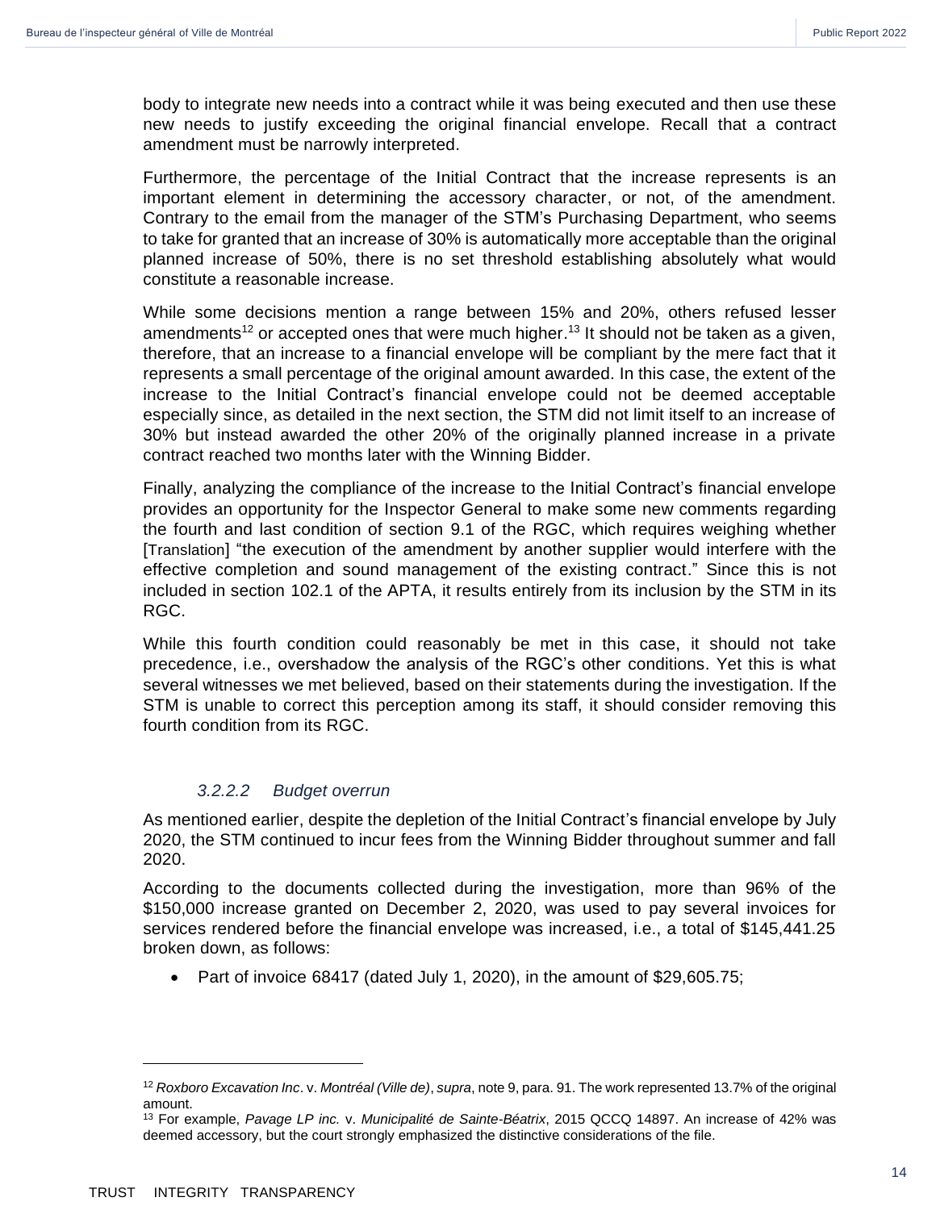body to integrate new needs into a contract while it was being executed and then use these new needs to justify exceeding the original financial envelope. Recall that a contract amendment must be narrowly interpreted.

Furthermore, the percentage of the Initial Contract that the increase represents is an important element in determining the accessory character, or not, of the amendment. Contrary to the email from the manager of the STM's Purchasing Department, who seems to take for granted that an increase of 30% is automatically more acceptable than the original planned increase of 50%, there is no set threshold establishing absolutely what would constitute a reasonable increase.

While some decisions mention a range between 15% and 20%, others refused lesser amendments[12] or accepted ones that were much higher.[13] It should not be taken as a given, therefore, that an increase to a financial envelope will be compliant by the mere fact that it represents a small percentage of the original amount awarded. In this case, the extent of the increase to the Initial Contract's financial envelope could not be deemed acceptable especially since, as detailed in the next section, the STM did not limit itself to an increase of 30% but instead awarded the other 20% of the originally planned increase in a private contract reached two months later with the Winning Bidder.

Finally, analyzing the compliance of the increase to the Initial Contract's financial envelope provides an opportunity for the Inspector General to make some new comments regarding the fourth and last condition of section 9.1 of the RGC, which requires weighing whether [Translation] "the execution of the amendment by another supplier would interfere with the effective completion and sound management of the existing contract." Since this is not included in section 102.1 of the APTA, it results entirely from its inclusion by the STM in its RGC.

While this fourth condition could reasonably be met in this case, it should not take precedence, i.e., overshadow the analysis of the RGC's other conditions. Yet this is what several witnesses we met believed, based on their statements during the investigation. If the STM is unable to correct this perception among its staff, it should consider removing this fourth condition from its RGC.

#### *3.2.2.2 Budget overrun*

As mentioned earlier, despite the depletion of the Initial Contract's financial envelope by July 2020, the STM continued to incur fees from the Winning Bidder throughout summer and fall 2020.

According to the documents collected during the investigation, more than 96% of the $150,000 increase granted on December 2, 2020, was used to pay several invoices for services rendered before the financial envelope was increased, i.e., a total of $145,441.25 broken down, as follows:

- Part of invoice 68417 (dated July 1, 2020), in the amount of $29,605.75;

---

[12] *Roxboro Excavation Inc*. v. *Montréal (Ville de)*, *supra*, note 9, para. 91. The work represented 13.7% of the original amount.

[13] For example, *Pavage LP inc.* v. *Municipalité de Sainte-Béatrix*, 2015 QCCQ 14897. An increase of 42% was deemed accessory, but the court strongly emphasized the distinctive considerations of the file.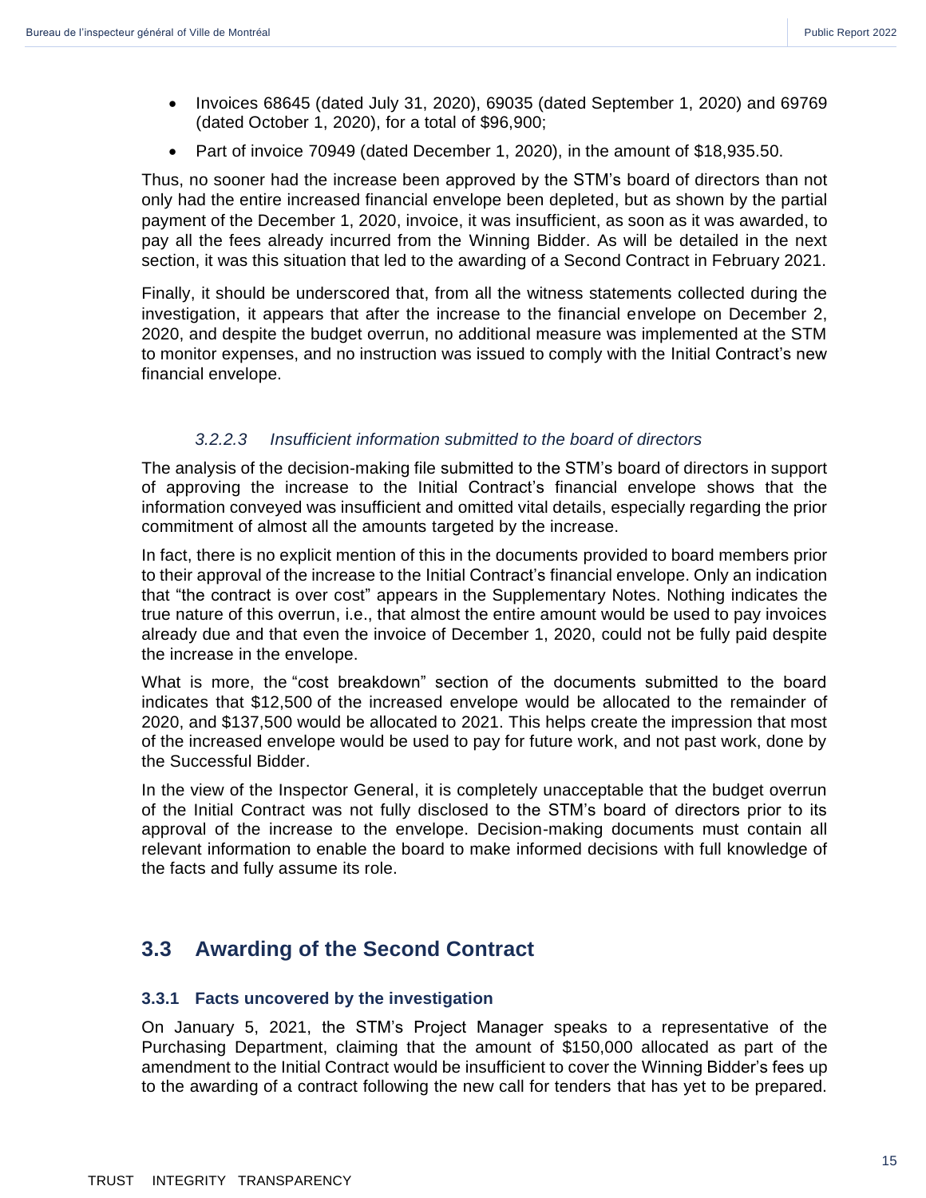- Invoices 68645 (dated July 31, 2020), 69035 (dated September 1, 2020) and 69769 (dated October 1, 2020), for a total of $96,900;
- Part of invoice 70949 (dated December 1, 2020), in the amount of $18,935.50.

Thus, no sooner had the increase been approved by the STM's board of directors than not only had the entire increased financial envelope been depleted, but as shown by the partial payment of the December 1, 2020, invoice, it was insufficient, as soon as it was awarded, to pay all the fees already incurred from the Winning Bidder. As will be detailed in the next section, it was this situation that led to the awarding of a Second Contract in February 2021.

Finally, it should be underscored that, from all the witness statements collected during the investigation, it appears that after the increase to the financial envelope on December 2, 2020, and despite the budget overrun, no additional measure was implemented at the STM to monitor expenses, and no instruction was issued to comply with the Initial Contract's new financial envelope.

#### *3.2.2.3 Insufficient information submitted to the board of directors*

The analysis of the decision-making file submitted to the STM's board of directors in support of approving the increase to the Initial Contract's financial envelope shows that the information conveyed was insufficient and omitted vital details, especially regarding the prior commitment of almost all the amounts targeted by the increase.

In fact, there is no explicit mention of this in the documents provided to board members prior to their approval of the increase to the Initial Contract's financial envelope. Only an indication that "the contract is over cost" appears in the Supplementary Notes. Nothing indicates the true nature of this overrun, i.e., that almost the entire amount would be used to pay invoices already due and that even the invoice of December 1, 2020, could not be fully paid despite the increase in the envelope.

What is more, the "cost breakdown" section of the documents submitted to the board indicates that $12,500 of the increased envelope would be allocated to the remainder of 2020, and $137,500 would be allocated to 2021. This helps create the impression that most of the increased envelope would be used to pay for future work, and not past work, done by the Successful Bidder.

In the view of the Inspector General, it is completely unacceptable that the budget overrun of the Initial Contract was not fully disclosed to the STM's board of directors prior to its approval of the increase to the envelope. Decision-making documents must contain all relevant information to enable the board to make informed decisions with full knowledge of the facts and fully assume its role.

## 3.3 Awarding of the Second Contract

### 3.3.1 Facts uncovered by the investigation

On January 5, 2021, the STM's Project Manager speaks to a representative of the Purchasing Department, claiming that the amount of $150,000 allocated as part of the amendment to the Initial Contract would be insufficient to cover the Winning Bidder's fees up to the awarding of a contract following the new call for tenders that has yet to be prepared.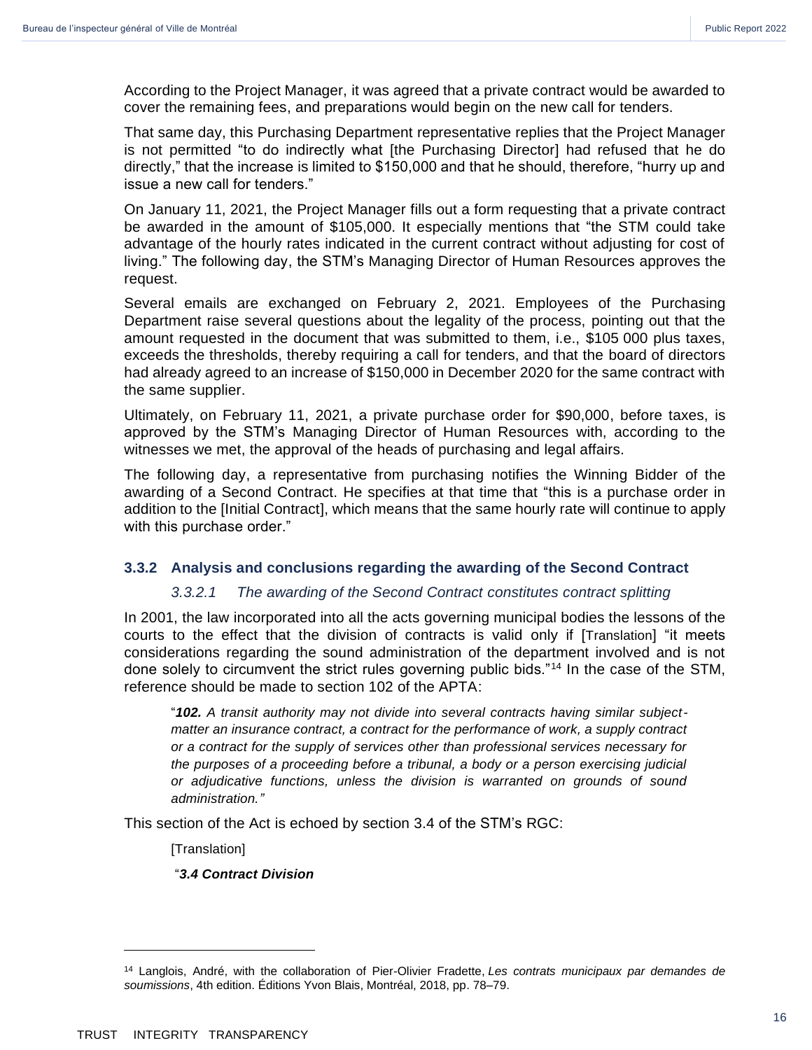According to the Project Manager, it was agreed that a private contract would be awarded to cover the remaining fees, and preparations would begin on the new call for tenders.

That same day, this Purchasing Department representative replies that the Project Manager is not permitted "to do indirectly what [the Purchasing Director] had refused that he do directly," that the increase is limited to $150,000 and that he should, therefore, "hurry up and issue a new call for tenders."

On January 11, 2021, the Project Manager fills out a form requesting that a private contract be awarded in the amount of $105,000. It especially mentions that "the STM could take advantage of the hourly rates indicated in the current contract without adjusting for cost of living." The following day, the STM's Managing Director of Human Resources approves the request.

Several emails are exchanged on February 2, 2021. Employees of the Purchasing Department raise several questions about the legality of the process, pointing out that the amount requested in the document that was submitted to them, i.e., $105 000 plus taxes, exceeds the thresholds, thereby requiring a call for tenders, and that the board of directors had already agreed to an increase of $150,000 in December 2020 for the same contract with the same supplier.

Ultimately, on February 11, 2021, a private purchase order for $90,000, before taxes, is approved by the STM's Managing Director of Human Resources with, according to the witnesses we met, the approval of the heads of purchasing and legal affairs.

The following day, a representative from purchasing notifies the Winning Bidder of the awarding of a Second Contract. He specifies at that time that "this is a purchase order in addition to the [Initial Contract], which means that the same hourly rate will continue to apply with this purchase order."

### 3.3.2 Analysis and conclusions regarding the awarding of the Second Contract

#### *3.3.2.1 The awarding of the Second Contract constitutes contract splitting*

In 2001, the law incorporated into all the acts governing municipal bodies the lessons of the courts to the effect that the division of contracts is valid only if [Translation] "it meets considerations regarding the sound administration of the department involved and is not done solely to circumvent the strict rules governing public bids."[14] In the case of the STM, reference should be made to section 102 of the APTA:

> "***102.*** *A transit authority may not divide into several contracts having similar subject-matter an insurance contract, a contract for the performance of work, a supply contract or a contract for the supply of services other than professional services necessary for the purposes of a proceeding before a tribunal, a body or a person exercising judicial or adjudicative functions, unless the division is warranted on grounds of sound administration."*

This section of the Act is echoed by section 3.4 of the STM's RGC:

> [Translation]
>
> "***3.4 Contract Division***

---

[14] Langlois, André, with the collaboration of Pier-Olivier Fradette, *Les contrats municipaux par demandes de soumissions*, 4th edition. Éditions Yvon Blais, Montréal, 2018, pp. 78–79.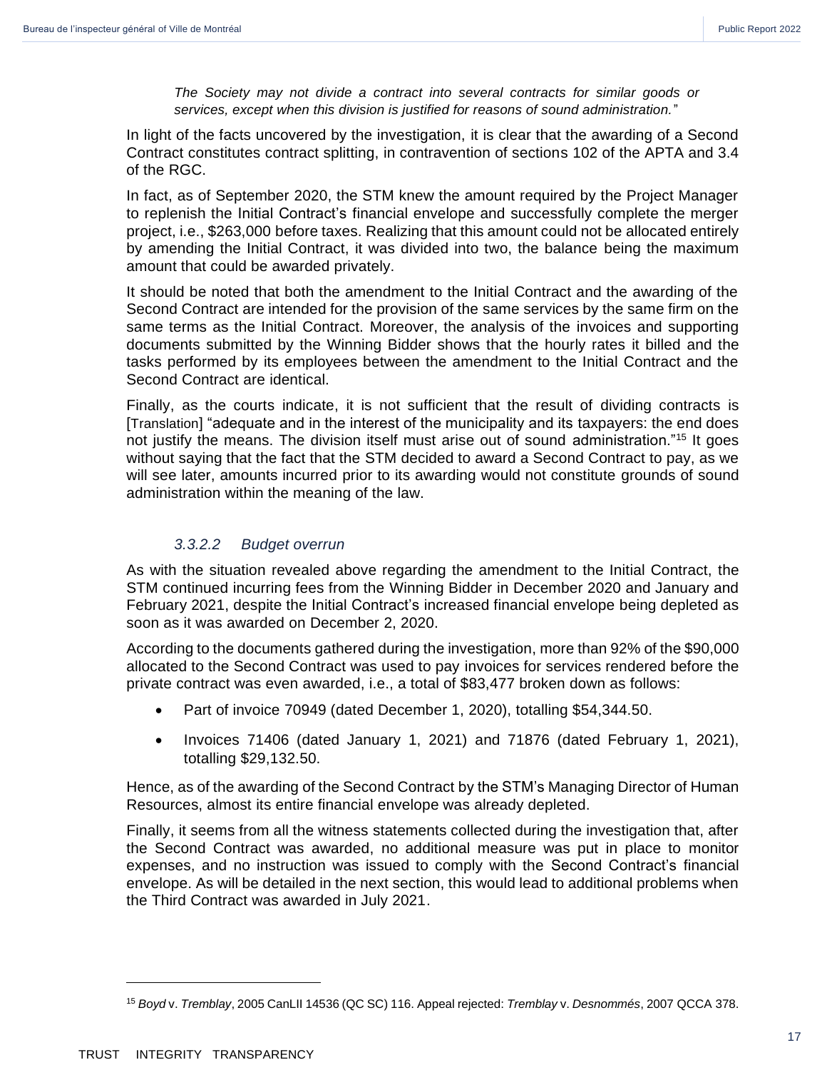*The Society may not divide a contract into several contracts for similar goods or services, except when this division is justified for reasons of sound administration.*"

In light of the facts uncovered by the investigation, it is clear that the awarding of a Second Contract constitutes contract splitting, in contravention of sections 102 of the APTA and 3.4 of the RGC.

In fact, as of September 2020, the STM knew the amount required by the Project Manager to replenish the Initial Contract's financial envelope and successfully complete the merger project, i.e., $263,000 before taxes. Realizing that this amount could not be allocated entirely by amending the Initial Contract, it was divided into two, the balance being the maximum amount that could be awarded privately.

It should be noted that both the amendment to the Initial Contract and the awarding of the Second Contract are intended for the provision of the same services by the same firm on the same terms as the Initial Contract. Moreover, the analysis of the invoices and supporting documents submitted by the Winning Bidder shows that the hourly rates it billed and the tasks performed by its employees between the amendment to the Initial Contract and the Second Contract are identical.

Finally, as the courts indicate, it is not sufficient that the result of dividing contracts is [Translation] "adequate and in the interest of the municipality and its taxpayers: the end does not justify the means. The division itself must arise out of sound administration."[15] It goes without saying that the fact that the STM decided to award a Second Contract to pay, as we will see later, amounts incurred prior to its awarding would not constitute grounds of sound administration within the meaning of the law.

#### *3.3.2.2 Budget overrun*

As with the situation revealed above regarding the amendment to the Initial Contract, the STM continued incurring fees from the Winning Bidder in December 2020 and January and February 2021, despite the Initial Contract's increased financial envelope being depleted as soon as it was awarded on December 2, 2020.

According to the documents gathered during the investigation, more than 92% of the $90,000 allocated to the Second Contract was used to pay invoices for services rendered before the private contract was even awarded, i.e., a total of $83,477 broken down as follows:

- Part of invoice 70949 (dated December 1, 2020), totalling $54,344.50.
- Invoices 71406 (dated January 1, 2021) and 71876 (dated February 1, 2021), totalling $29,132.50.

Hence, as of the awarding of the Second Contract by the STM's Managing Director of Human Resources, almost its entire financial envelope was already depleted.

Finally, it seems from all the witness statements collected during the investigation that, after the Second Contract was awarded, no additional measure was put in place to monitor expenses, and no instruction was issued to comply with the Second Contract's financial envelope. As will be detailed in the next section, this would lead to additional problems when the Third Contract was awarded in July 2021.

---

[15] *Boyd* v. *Tremblay*, 2005 CanLII 14536 (QC SC) 116. Appeal rejected: *Tremblay* v. *Desnommés*, 2007 QCCA 378.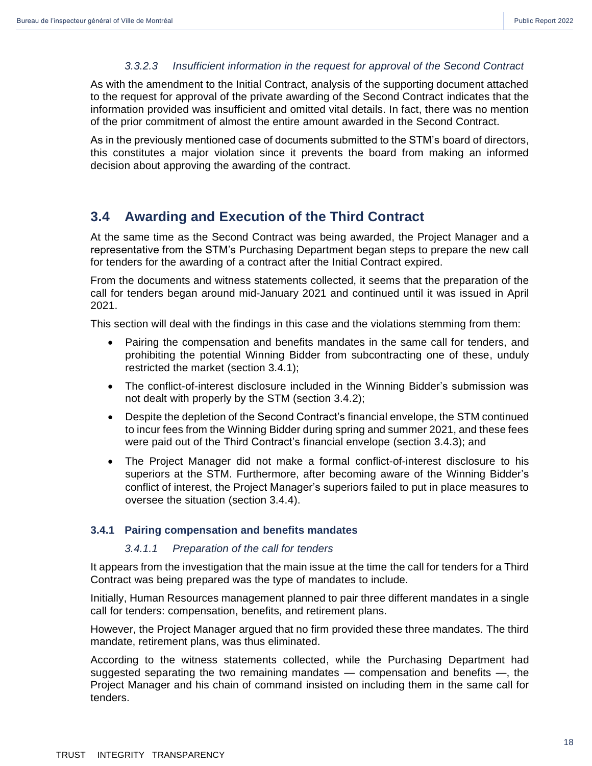#### *3.3.2.3 Insufficient information in the request for approval of the Second Contract*

As with the amendment to the Initial Contract, analysis of the supporting document attached to the request for approval of the private awarding of the Second Contract indicates that the information provided was insufficient and omitted vital details. In fact, there was no mention of the prior commitment of almost the entire amount awarded in the Second Contract.

As in the previously mentioned case of documents submitted to the STM's board of directors, this constitutes a major violation since it prevents the board from making an informed decision about approving the awarding of the contract.

## 3.4 Awarding and Execution of the Third Contract

At the same time as the Second Contract was being awarded, the Project Manager and a representative from the STM's Purchasing Department began steps to prepare the new call for tenders for the awarding of a contract after the Initial Contract expired.

From the documents and witness statements collected, it seems that the preparation of the call for tenders began around mid-January 2021 and continued until it was issued in April 2021.

This section will deal with the findings in this case and the violations stemming from them:

- Pairing the compensation and benefits mandates in the same call for tenders, and prohibiting the potential Winning Bidder from subcontracting one of these, unduly restricted the market (section 3.4.1);
- The conflict-of-interest disclosure included in the Winning Bidder's submission was not dealt with properly by the STM (section 3.4.2);
- Despite the depletion of the Second Contract's financial envelope, the STM continued to incur fees from the Winning Bidder during spring and summer 2021, and these fees were paid out of the Third Contract's financial envelope (section 3.4.3); and
- The Project Manager did not make a formal conflict-of-interest disclosure to his superiors at the STM. Furthermore, after becoming aware of the Winning Bidder's conflict of interest, the Project Manager's superiors failed to put in place measures to oversee the situation (section 3.4.4).

### 3.4.1 Pairing compensation and benefits mandates

#### *3.4.1.1 Preparation of the call for tenders*

It appears from the investigation that the main issue at the time the call for tenders for a Third Contract was being prepared was the type of mandates to include.

Initially, Human Resources management planned to pair three different mandates in a single call for tenders: compensation, benefits, and retirement plans.

However, the Project Manager argued that no firm provided these three mandates. The third mandate, retirement plans, was thus eliminated.

According to the witness statements collected, while the Purchasing Department had suggested separating the two remaining mandates — compensation and benefits —, the Project Manager and his chain of command insisted on including them in the same call for tenders.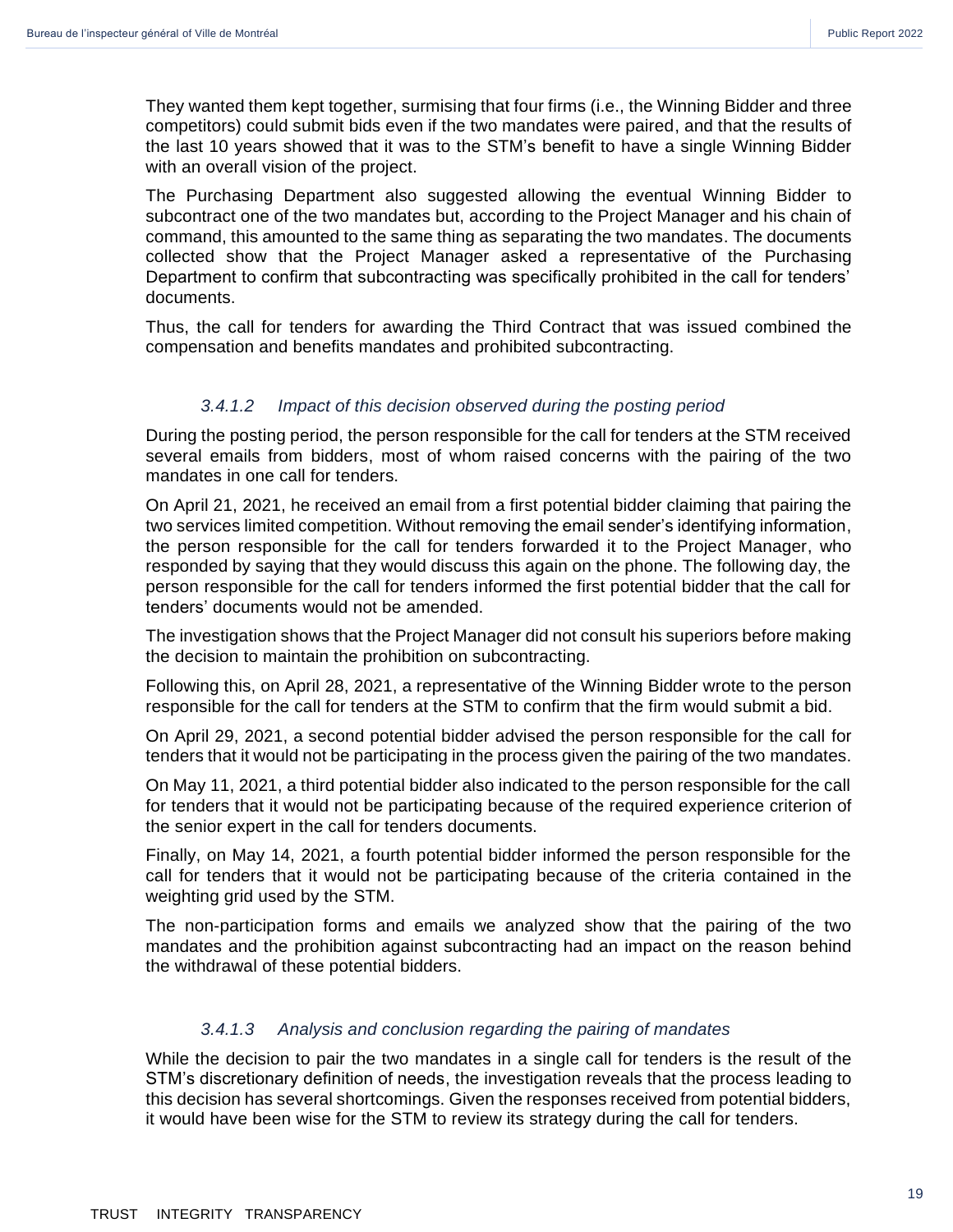They wanted them kept together, surmising that four firms (i.e., the Winning Bidder and three competitors) could submit bids even if the two mandates were paired, and that the results of the last 10 years showed that it was to the STM's benefit to have a single Winning Bidder with an overall vision of the project.

The Purchasing Department also suggested allowing the eventual Winning Bidder to subcontract one of the two mandates but, according to the Project Manager and his chain of command, this amounted to the same thing as separating the two mandates. The documents collected show that the Project Manager asked a representative of the Purchasing Department to confirm that subcontracting was specifically prohibited in the call for tenders' documents.

Thus, the call for tenders for awarding the Third Contract that was issued combined the compensation and benefits mandates and prohibited subcontracting.

#### *3.4.1.2 Impact of this decision observed during the posting period*

During the posting period, the person responsible for the call for tenders at the STM received several emails from bidders, most of whom raised concerns with the pairing of the two mandates in one call for tenders.

On April 21, 2021, he received an email from a first potential bidder claiming that pairing the two services limited competition. Without removing the email sender's identifying information, the person responsible for the call for tenders forwarded it to the Project Manager, who responded by saying that they would discuss this again on the phone. The following day, the person responsible for the call for tenders informed the first potential bidder that the call for tenders' documents would not be amended.

The investigation shows that the Project Manager did not consult his superiors before making the decision to maintain the prohibition on subcontracting.

Following this, on April 28, 2021, a representative of the Winning Bidder wrote to the person responsible for the call for tenders at the STM to confirm that the firm would submit a bid.

On April 29, 2021, a second potential bidder advised the person responsible for the call for tenders that it would not be participating in the process given the pairing of the two mandates.

On May 11, 2021, a third potential bidder also indicated to the person responsible for the call for tenders that it would not be participating because of the required experience criterion of the senior expert in the call for tenders documents.

Finally, on May 14, 2021, a fourth potential bidder informed the person responsible for the call for tenders that it would not be participating because of the criteria contained in the weighting grid used by the STM.

The non-participation forms and emails we analyzed show that the pairing of the two mandates and the prohibition against subcontracting had an impact on the reason behind the withdrawal of these potential bidders.

#### *3.4.1.3 Analysis and conclusion regarding the pairing of mandates*

While the decision to pair the two mandates in a single call for tenders is the result of the STM's discretionary definition of needs, the investigation reveals that the process leading to this decision has several shortcomings. Given the responses received from potential bidders, it would have been wise for the STM to review its strategy during the call for tenders.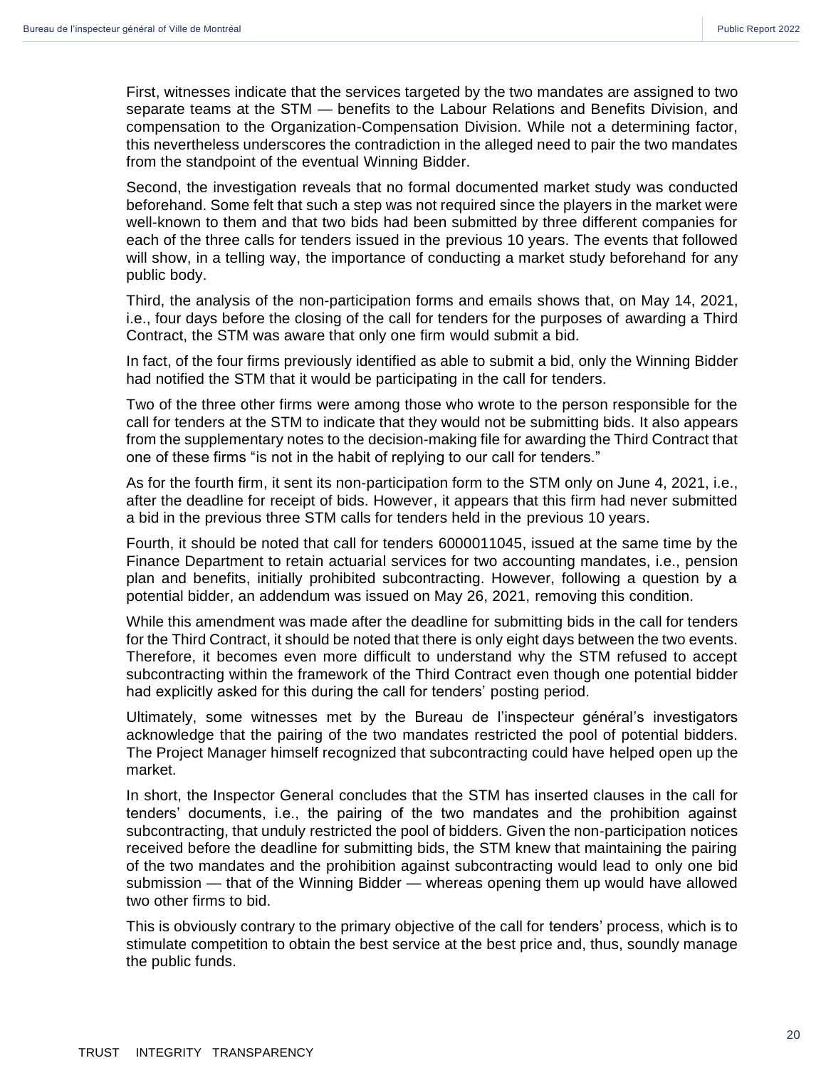First, witnesses indicate that the services targeted by the two mandates are assigned to two separate teams at the STM — benefits to the Labour Relations and Benefits Division, and compensation to the Organization-Compensation Division. While not a determining factor, this nevertheless underscores the contradiction in the alleged need to pair the two mandates from the standpoint of the eventual Winning Bidder.

Second, the investigation reveals that no formal documented market study was conducted beforehand. Some felt that such a step was not required since the players in the market were well-known to them and that two bids had been submitted by three different companies for each of the three calls for tenders issued in the previous 10 years. The events that followed will show, in a telling way, the importance of conducting a market study beforehand for any public body.

Third, the analysis of the non-participation forms and emails shows that, on May 14, 2021, i.e., four days before the closing of the call for tenders for the purposes of awarding a Third Contract, the STM was aware that only one firm would submit a bid.

In fact, of the four firms previously identified as able to submit a bid, only the Winning Bidder had notified the STM that it would be participating in the call for tenders.

Two of the three other firms were among those who wrote to the person responsible for the call for tenders at the STM to indicate that they would not be submitting bids. It also appears from the supplementary notes to the decision-making file for awarding the Third Contract that one of these firms "is not in the habit of replying to our call for tenders."

As for the fourth firm, it sent its non-participation form to the STM only on June 4, 2021, i.e., after the deadline for receipt of bids. However, it appears that this firm had never submitted a bid in the previous three STM calls for tenders held in the previous 10 years.

Fourth, it should be noted that call for tenders 6000011045, issued at the same time by the Finance Department to retain actuarial services for two accounting mandates, i.e., pension plan and benefits, initially prohibited subcontracting. However, following a question by a potential bidder, an addendum was issued on May 26, 2021, removing this condition.

While this amendment was made after the deadline for submitting bids in the call for tenders for the Third Contract, it should be noted that there is only eight days between the two events. Therefore, it becomes even more difficult to understand why the STM refused to accept subcontracting within the framework of the Third Contract even though one potential bidder had explicitly asked for this during the call for tenders' posting period.

Ultimately, some witnesses met by the Bureau de l'inspecteur général's investigators acknowledge that the pairing of the two mandates restricted the pool of potential bidders. The Project Manager himself recognized that subcontracting could have helped open up the market.

In short, the Inspector General concludes that the STM has inserted clauses in the call for tenders' documents, i.e., the pairing of the two mandates and the prohibition against subcontracting, that unduly restricted the pool of bidders. Given the non-participation notices received before the deadline for submitting bids, the STM knew that maintaining the pairing of the two mandates and the prohibition against subcontracting would lead to only one bid submission — that of the Winning Bidder — whereas opening them up would have allowed two other firms to bid.

This is obviously contrary to the primary objective of the call for tenders' process, which is to stimulate competition to obtain the best service at the best price and, thus, soundly manage the public funds.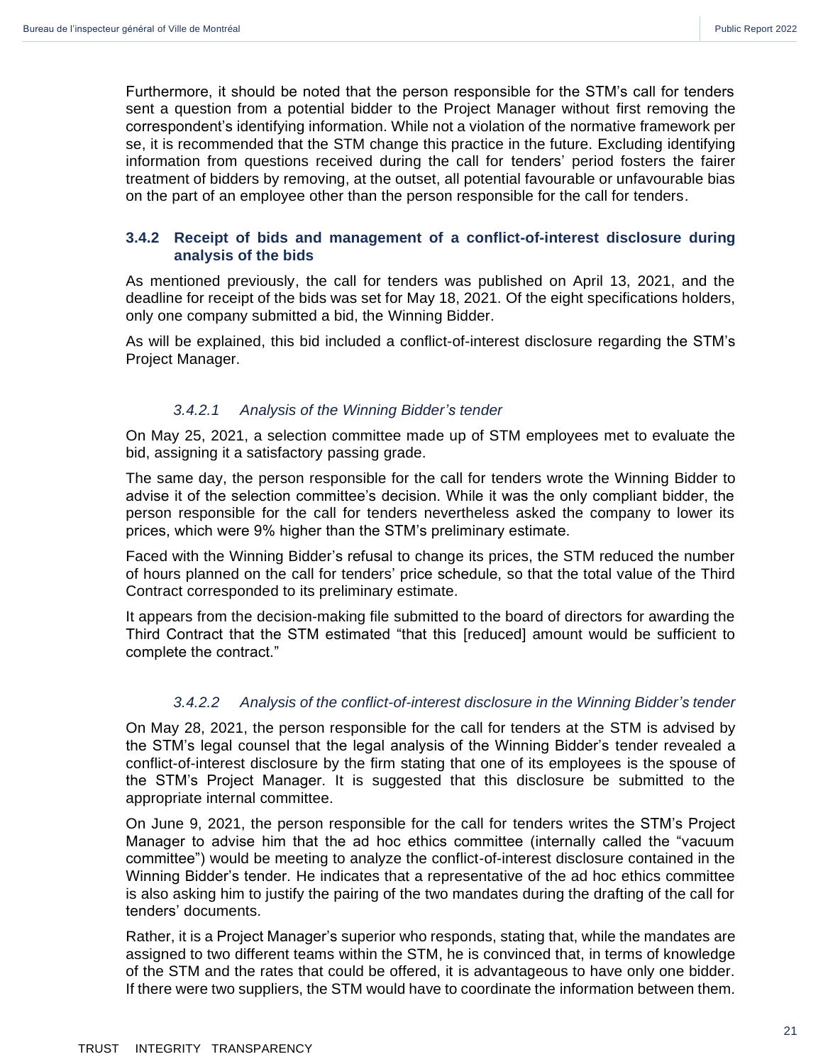Furthermore, it should be noted that the person responsible for the STM's call for tenders sent a question from a potential bidder to the Project Manager without first removing the correspondent's identifying information. While not a violation of the normative framework per se, it is recommended that the STM change this practice in the future. Excluding identifying information from questions received during the call for tenders' period fosters the fairer treatment of bidders by removing, at the outset, all potential favourable or unfavourable bias on the part of an employee other than the person responsible for the call for tenders.

### 3.4.2 Receipt of bids and management of a conflict-of-interest disclosure during analysis of the bids

As mentioned previously, the call for tenders was published on April 13, 2021, and the deadline for receipt of the bids was set for May 18, 2021. Of the eight specifications holders, only one company submitted a bid, the Winning Bidder.

As will be explained, this bid included a conflict-of-interest disclosure regarding the STM's Project Manager.

#### *3.4.2.1 Analysis of the Winning Bidder's tender*

On May 25, 2021, a selection committee made up of STM employees met to evaluate the bid, assigning it a satisfactory passing grade.

The same day, the person responsible for the call for tenders wrote the Winning Bidder to advise it of the selection committee's decision. While it was the only compliant bidder, the person responsible for the call for tenders nevertheless asked the company to lower its prices, which were 9% higher than the STM's preliminary estimate.

Faced with the Winning Bidder's refusal to change its prices, the STM reduced the number of hours planned on the call for tenders' price schedule, so that the total value of the Third Contract corresponded to its preliminary estimate.

It appears from the decision-making file submitted to the board of directors for awarding the Third Contract that the STM estimated "that this [reduced] amount would be sufficient to complete the contract."

#### *3.4.2.2 Analysis of the conflict-of-interest disclosure in the Winning Bidder's tender*

On May 28, 2021, the person responsible for the call for tenders at the STM is advised by the STM's legal counsel that the legal analysis of the Winning Bidder's tender revealed a conflict-of-interest disclosure by the firm stating that one of its employees is the spouse of the STM's Project Manager. It is suggested that this disclosure be submitted to the appropriate internal committee.

On June 9, 2021, the person responsible for the call for tenders writes the STM's Project Manager to advise him that the ad hoc ethics committee (internally called the "vacuum committee") would be meeting to analyze the conflict-of-interest disclosure contained in the Winning Bidder's tender. He indicates that a representative of the ad hoc ethics committee is also asking him to justify the pairing of the two mandates during the drafting of the call for tenders' documents.

Rather, it is a Project Manager's superior who responds, stating that, while the mandates are assigned to two different teams within the STM, he is convinced that, in terms of knowledge of the STM and the rates that could be offered, it is advantageous to have only one bidder. If there were two suppliers, the STM would have to coordinate the information between them.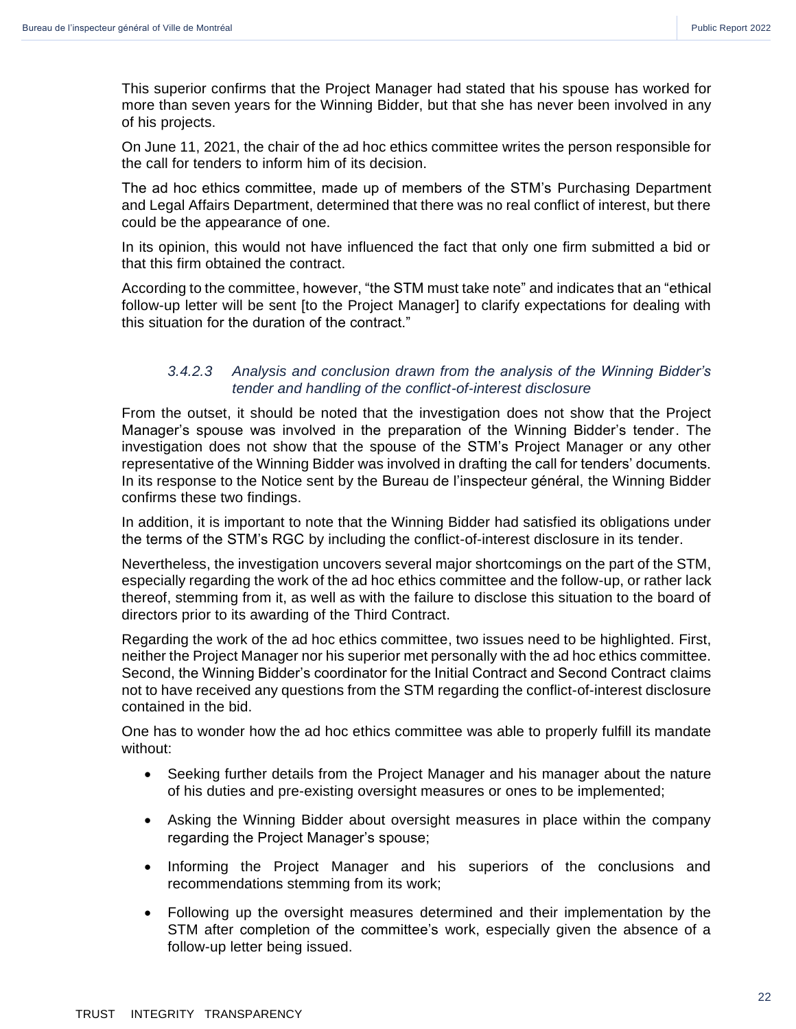This superior confirms that the Project Manager had stated that his spouse has worked for more than seven years for the Winning Bidder, but that she has never been involved in any of his projects.

On June 11, 2021, the chair of the ad hoc ethics committee writes the person responsible for the call for tenders to inform him of its decision.

The ad hoc ethics committee, made up of members of the STM's Purchasing Department and Legal Affairs Department, determined that there was no real conflict of interest, but there could be the appearance of one.

In its opinion, this would not have influenced the fact that only one firm submitted a bid or that this firm obtained the contract.

According to the committee, however, "the STM must take note" and indicates that an "ethical follow-up letter will be sent [to the Project Manager] to clarify expectations for dealing with this situation for the duration of the contract."

#### *3.4.2.3 Analysis and conclusion drawn from the analysis of the Winning Bidder's tender and handling of the conflict-of-interest disclosure*

From the outset, it should be noted that the investigation does not show that the Project Manager's spouse was involved in the preparation of the Winning Bidder's tender. The investigation does not show that the spouse of the STM's Project Manager or any other representative of the Winning Bidder was involved in drafting the call for tenders' documents. In its response to the Notice sent by the Bureau de l'inspecteur général, the Winning Bidder confirms these two findings.

In addition, it is important to note that the Winning Bidder had satisfied its obligations under the terms of the STM's RGC by including the conflict-of-interest disclosure in its tender.

Nevertheless, the investigation uncovers several major shortcomings on the part of the STM, especially regarding the work of the ad hoc ethics committee and the follow-up, or rather lack thereof, stemming from it, as well as with the failure to disclose this situation to the board of directors prior to its awarding of the Third Contract.

Regarding the work of the ad hoc ethics committee, two issues need to be highlighted. First, neither the Project Manager nor his superior met personally with the ad hoc ethics committee. Second, the Winning Bidder's coordinator for the Initial Contract and Second Contract claims not to have received any questions from the STM regarding the conflict-of-interest disclosure contained in the bid.

One has to wonder how the ad hoc ethics committee was able to properly fulfill its mandate without:

- Seeking further details from the Project Manager and his manager about the nature of his duties and pre-existing oversight measures or ones to be implemented;
- Asking the Winning Bidder about oversight measures in place within the company regarding the Project Manager's spouse;
- Informing the Project Manager and his superiors of the conclusions and recommendations stemming from its work;
- Following up the oversight measures determined and their implementation by the STM after completion of the committee's work, especially given the absence of a follow-up letter being issued.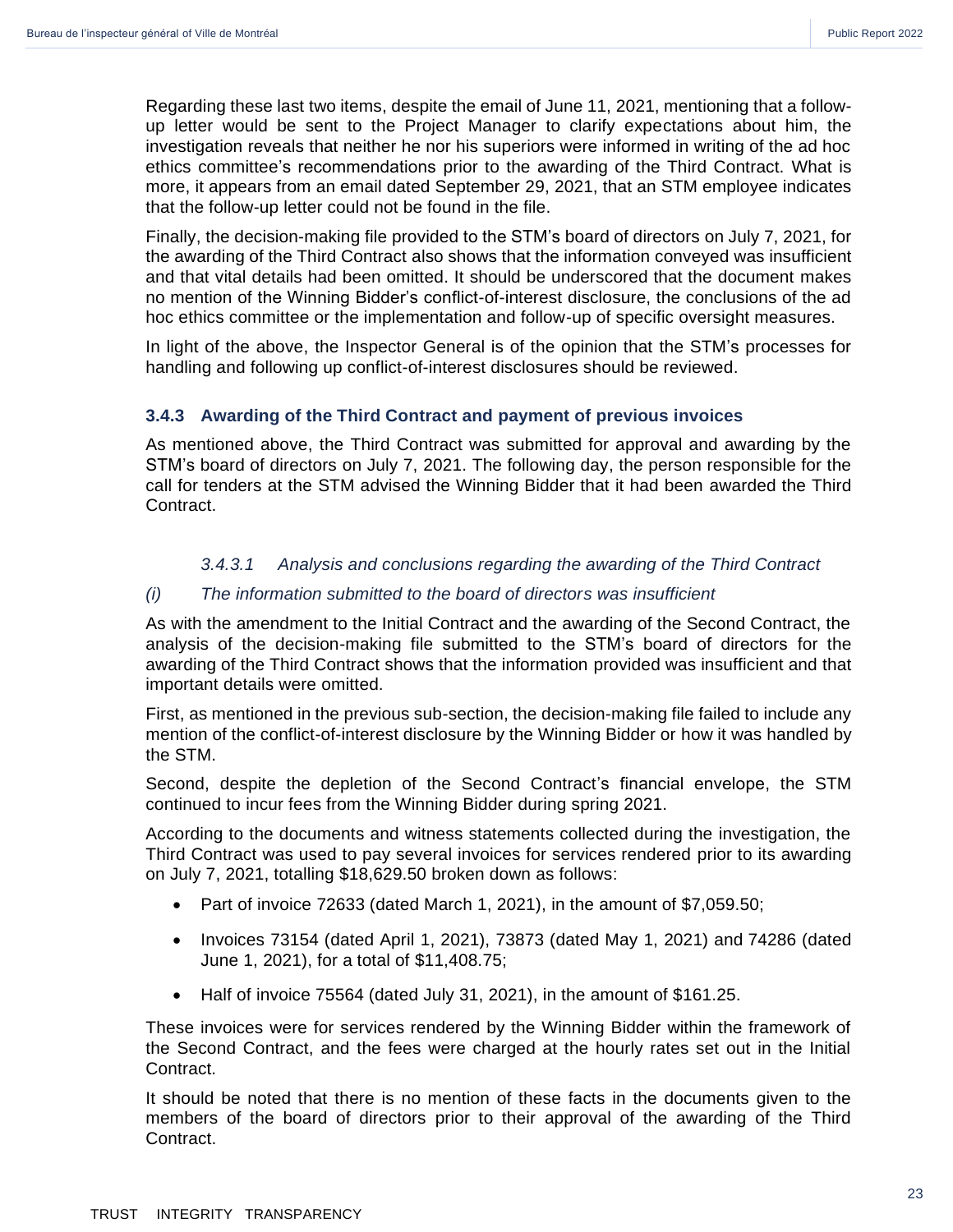Regarding these last two items, despite the email of June 11, 2021, mentioning that a follow-up letter would be sent to the Project Manager to clarify expectations about him, the investigation reveals that neither he nor his superiors were informed in writing of the ad hoc ethics committee's recommendations prior to the awarding of the Third Contract. What is more, it appears from an email dated September 29, 2021, that an STM employee indicates that the follow-up letter could not be found in the file.

Finally, the decision-making file provided to the STM's board of directors on July 7, 2021, for the awarding of the Third Contract also shows that the information conveyed was insufficient and that vital details had been omitted. It should be underscored that the document makes no mention of the Winning Bidder's conflict-of-interest disclosure, the conclusions of the ad hoc ethics committee or the implementation and follow-up of specific oversight measures.

In light of the above, the Inspector General is of the opinion that the STM's processes for handling and following up conflict-of-interest disclosures should be reviewed.

### 3.4.3 Awarding of the Third Contract and payment of previous invoices

As mentioned above, the Third Contract was submitted for approval and awarding by the STM's board of directors on July 7, 2021. The following day, the person responsible for the call for tenders at the STM advised the Winning Bidder that it had been awarded the Third Contract.

#### *3.4.3.1 Analysis and conclusions regarding the awarding of the Third Contract*

*(i) The information submitted to the board of directors was insufficient*

As with the amendment to the Initial Contract and the awarding of the Second Contract, the analysis of the decision-making file submitted to the STM's board of directors for the awarding of the Third Contract shows that the information provided was insufficient and that important details were omitted.

First, as mentioned in the previous sub-section, the decision-making file failed to include any mention of the conflict-of-interest disclosure by the Winning Bidder or how it was handled by the STM.

Second, despite the depletion of the Second Contract's financial envelope, the STM continued to incur fees from the Winning Bidder during spring 2021.

According to the documents and witness statements collected during the investigation, the Third Contract was used to pay several invoices for services rendered prior to its awarding on July 7, 2021, totalling $18,629.50 broken down as follows:

- Part of invoice 72633 (dated March 1, 2021), in the amount of $7,059.50;
- Invoices 73154 (dated April 1, 2021), 73873 (dated May 1, 2021) and 74286 (dated June 1, 2021), for a total of $11,408.75;
- Half of invoice 75564 (dated July 31, 2021), in the amount of $161.25.

These invoices were for services rendered by the Winning Bidder within the framework of the Second Contract, and the fees were charged at the hourly rates set out in the Initial Contract.

It should be noted that there is no mention of these facts in the documents given to the members of the board of directors prior to their approval of the awarding of the Third Contract.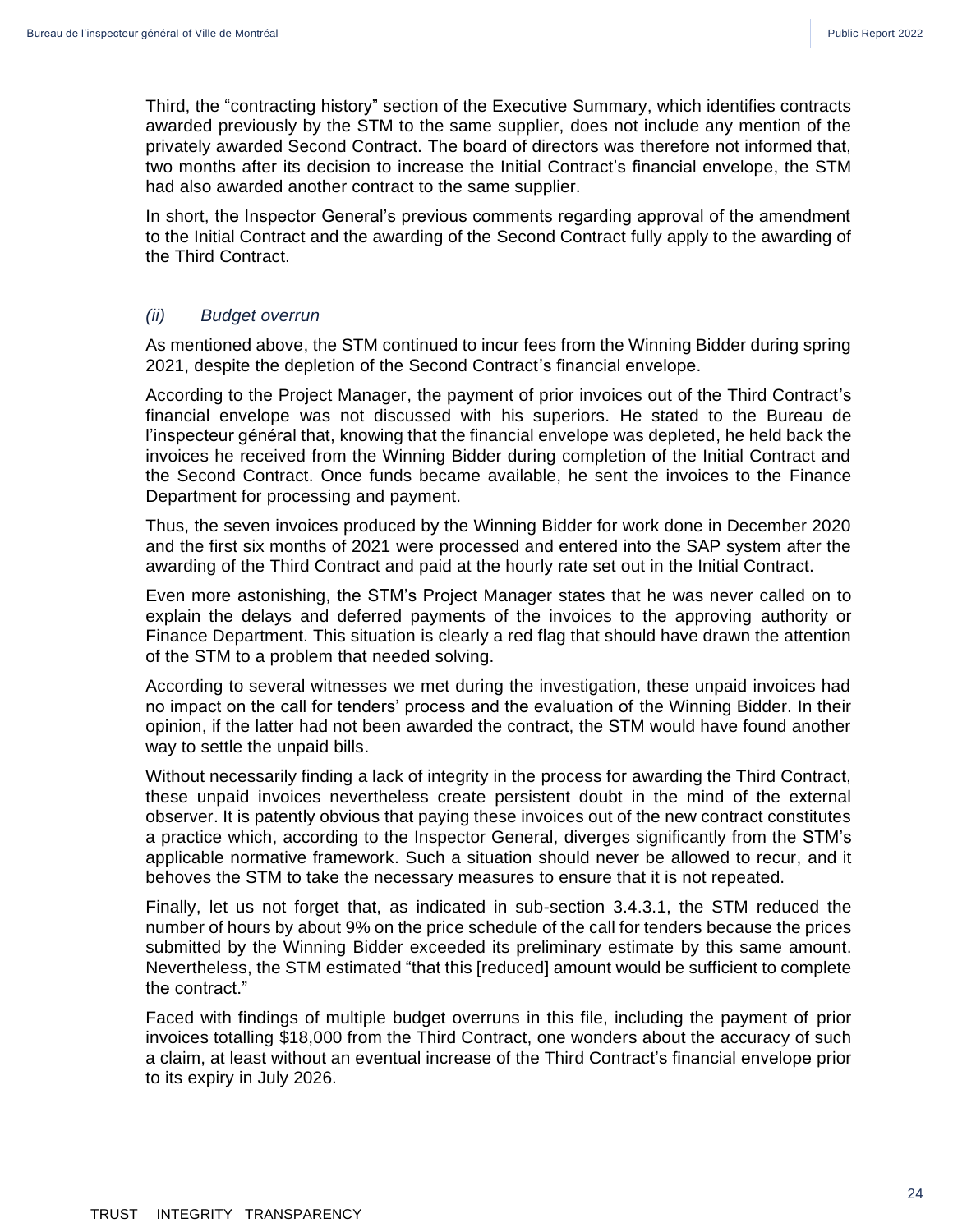Third, the “contracting history” section of the Executive Summary, which identifies contracts awarded previously by the STM to the same supplier, does not include any mention of the privately awarded Second Contract. The board of directors was therefore not informed that, two months after its decision to increase the Initial Contract’s financial envelope, the STM had also awarded another contract to the same supplier.

In short, the Inspector General’s previous comments regarding approval of the amendment to the Initial Contract and the awarding of the Second Contract fully apply to the awarding of the Third Contract.

#### *(ii) Budget overrun*

As mentioned above, the STM continued to incur fees from the Winning Bidder during spring 2021, despite the depletion of the Second Contract’s financial envelope.

According to the Project Manager, the payment of prior invoices out of the Third Contract’s financial envelope was not discussed with his superiors. He stated to the Bureau de l’inspecteur général that, knowing that the financial envelope was depleted, he held back the invoices he received from the Winning Bidder during completion of the Initial Contract and the Second Contract. Once funds became available, he sent the invoices to the Finance Department for processing and payment.

Thus, the seven invoices produced by the Winning Bidder for work done in December 2020 and the first six months of 2021 were processed and entered into the SAP system after the awarding of the Third Contract and paid at the hourly rate set out in the Initial Contract.

Even more astonishing, the STM’s Project Manager states that he was never called on to explain the delays and deferred payments of the invoices to the approving authority or Finance Department. This situation is clearly a red flag that should have drawn the attention of the STM to a problem that needed solving.

According to several witnesses we met during the investigation, these unpaid invoices had no impact on the call for tenders’ process and the evaluation of the Winning Bidder. In their opinion, if the latter had not been awarded the contract, the STM would have found another way to settle the unpaid bills.

Without necessarily finding a lack of integrity in the process for awarding the Third Contract, these unpaid invoices nevertheless create persistent doubt in the mind of the external observer. It is patently obvious that paying these invoices out of the new contract constitutes a practice which, according to the Inspector General, diverges significantly from the STM’s applicable normative framework. Such a situation should never be allowed to recur, and it behoves the STM to take the necessary measures to ensure that it is not repeated.

Finally, let us not forget that, as indicated in sub-section 3.4.3.1, the STM reduced the number of hours by about 9% on the price schedule of the call for tenders because the prices submitted by the Winning Bidder exceeded its preliminary estimate by this same amount. Nevertheless, the STM estimated “that this [reduced] amount would be sufficient to complete the contract.”

Faced with findings of multiple budget overruns in this file, including the payment of prior invoices totalling $18,000 from the Third Contract, one wonders about the accuracy of such a claim, at least without an eventual increase of the Third Contract’s financial envelope prior to its expiry in July 2026.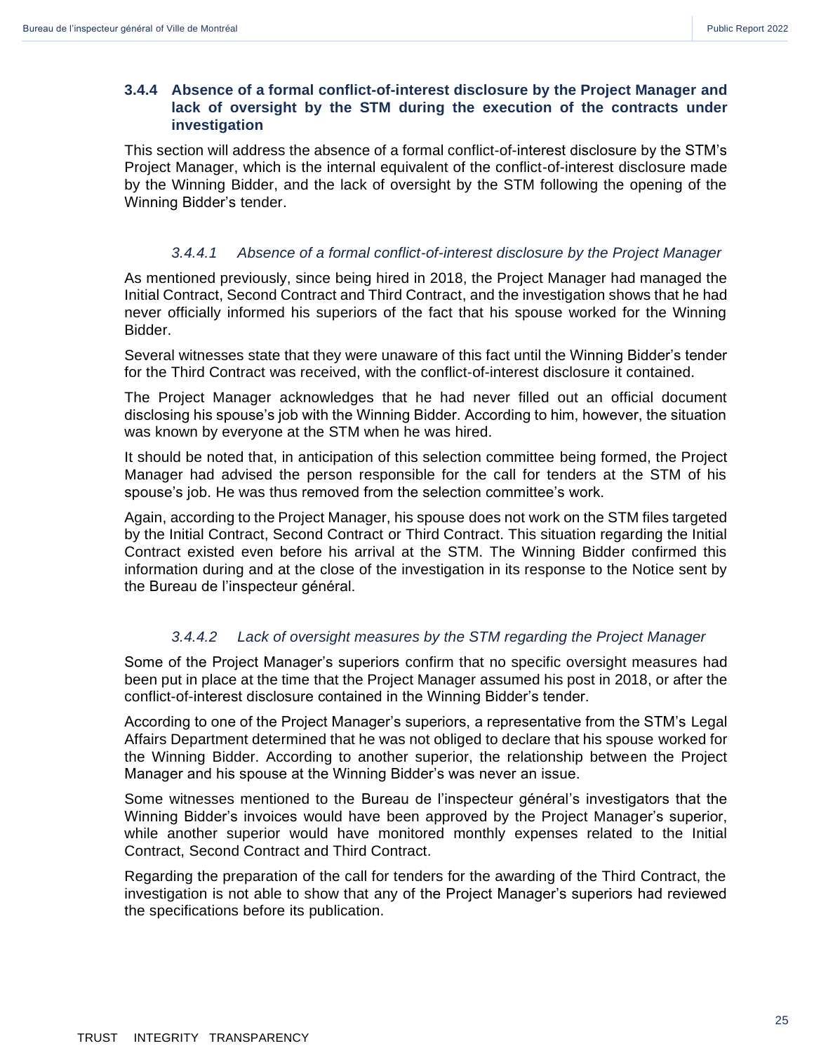### 3.4.4 Absence of a formal conflict-of-interest disclosure by the Project Manager and lack of oversight by the STM during the execution of the contracts under investigation

This section will address the absence of a formal conflict-of-interest disclosure by the STM's Project Manager, which is the internal equivalent of the conflict-of-interest disclosure made by the Winning Bidder, and the lack of oversight by the STM following the opening of the Winning Bidder's tender.

#### *3.4.4.1 Absence of a formal conflict-of-interest disclosure by the Project Manager*

As mentioned previously, since being hired in 2018, the Project Manager had managed the Initial Contract, Second Contract and Third Contract, and the investigation shows that he had never officially informed his superiors of the fact that his spouse worked for the Winning Bidder.

Several witnesses state that they were unaware of this fact until the Winning Bidder's tender for the Third Contract was received, with the conflict-of-interest disclosure it contained.

The Project Manager acknowledges that he had never filled out an official document disclosing his spouse's job with the Winning Bidder. According to him, however, the situation was known by everyone at the STM when he was hired.

It should be noted that, in anticipation of this selection committee being formed, the Project Manager had advised the person responsible for the call for tenders at the STM of his spouse's job. He was thus removed from the selection committee's work.

Again, according to the Project Manager, his spouse does not work on the STM files targeted by the Initial Contract, Second Contract or Third Contract. This situation regarding the Initial Contract existed even before his arrival at the STM. The Winning Bidder confirmed this information during and at the close of the investigation in its response to the Notice sent by the Bureau de l'inspecteur général.

#### *3.4.4.2 Lack of oversight measures by the STM regarding the Project Manager*

Some of the Project Manager's superiors confirm that no specific oversight measures had been put in place at the time that the Project Manager assumed his post in 2018, or after the conflict-of-interest disclosure contained in the Winning Bidder's tender.

According to one of the Project Manager's superiors, a representative from the STM's Legal Affairs Department determined that he was not obliged to declare that his spouse worked for the Winning Bidder. According to another superior, the relationship between the Project Manager and his spouse at the Winning Bidder's was never an issue.

Some witnesses mentioned to the Bureau de l'inspecteur général's investigators that the Winning Bidder's invoices would have been approved by the Project Manager's superior, while another superior would have monitored monthly expenses related to the Initial Contract, Second Contract and Third Contract.

Regarding the preparation of the call for tenders for the awarding of the Third Contract, the investigation is not able to show that any of the Project Manager's superiors had reviewed the specifications before its publication.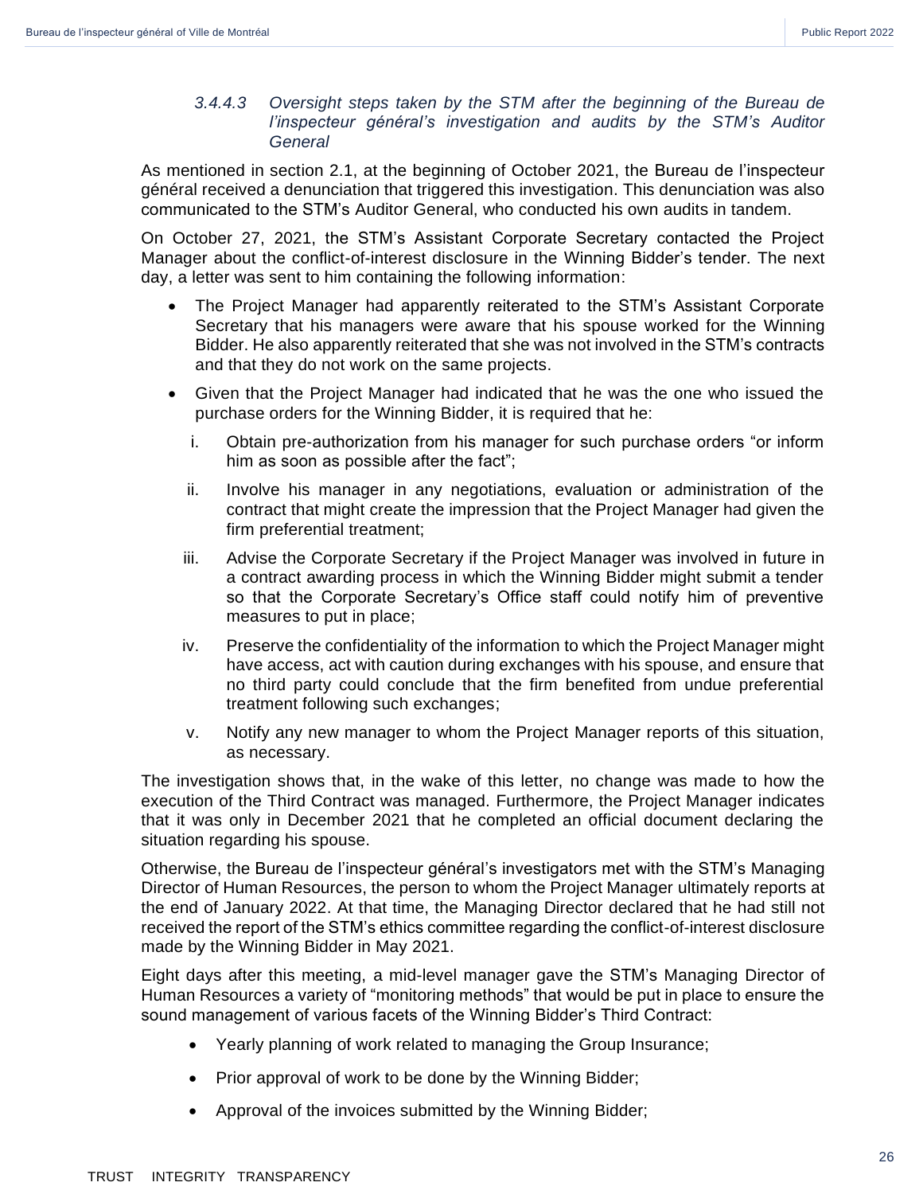#### *3.4.4.3 Oversight steps taken by the STM after the beginning of the Bureau de l'inspecteur général's investigation and audits by the STM's Auditor General*

As mentioned in section 2.1, at the beginning of October 2021, the Bureau de l'inspecteur général received a denunciation that triggered this investigation. This denunciation was also communicated to the STM's Auditor General, who conducted his own audits in tandem.

On October 27, 2021, the STM's Assistant Corporate Secretary contacted the Project Manager about the conflict-of-interest disclosure in the Winning Bidder's tender. The next day, a letter was sent to him containing the following information:

- The Project Manager had apparently reiterated to the STM's Assistant Corporate Secretary that his managers were aware that his spouse worked for the Winning Bidder. He also apparently reiterated that she was not involved in the STM's contracts and that they do not work on the same projects.
- Given that the Project Manager had indicated that he was the one who issued the purchase orders for the Winning Bidder, it is required that he:
  - i. Obtain pre-authorization from his manager for such purchase orders "or inform him as soon as possible after the fact";
  - ii. Involve his manager in any negotiations, evaluation or administration of the contract that might create the impression that the Project Manager had given the firm preferential treatment;
  - iii. Advise the Corporate Secretary if the Project Manager was involved in future in a contract awarding process in which the Winning Bidder might submit a tender so that the Corporate Secretary's Office staff could notify him of preventive measures to put in place;
  - iv. Preserve the confidentiality of the information to which the Project Manager might have access, act with caution during exchanges with his spouse, and ensure that no third party could conclude that the firm benefited from undue preferential treatment following such exchanges;
  - v. Notify any new manager to whom the Project Manager reports of this situation, as necessary.

The investigation shows that, in the wake of this letter, no change was made to how the execution of the Third Contract was managed. Furthermore, the Project Manager indicates that it was only in December 2021 that he completed an official document declaring the situation regarding his spouse.

Otherwise, the Bureau de l'inspecteur général's investigators met with the STM's Managing Director of Human Resources, the person to whom the Project Manager ultimately reports at the end of January 2022. At that time, the Managing Director declared that he had still not received the report of the STM's ethics committee regarding the conflict-of-interest disclosure made by the Winning Bidder in May 2021.

Eight days after this meeting, a mid-level manager gave the STM's Managing Director of Human Resources a variety of "monitoring methods" that would be put in place to ensure the sound management of various facets of the Winning Bidder's Third Contract:

- Yearly planning of work related to managing the Group Insurance;
- Prior approval of work to be done by the Winning Bidder;
- Approval of the invoices submitted by the Winning Bidder;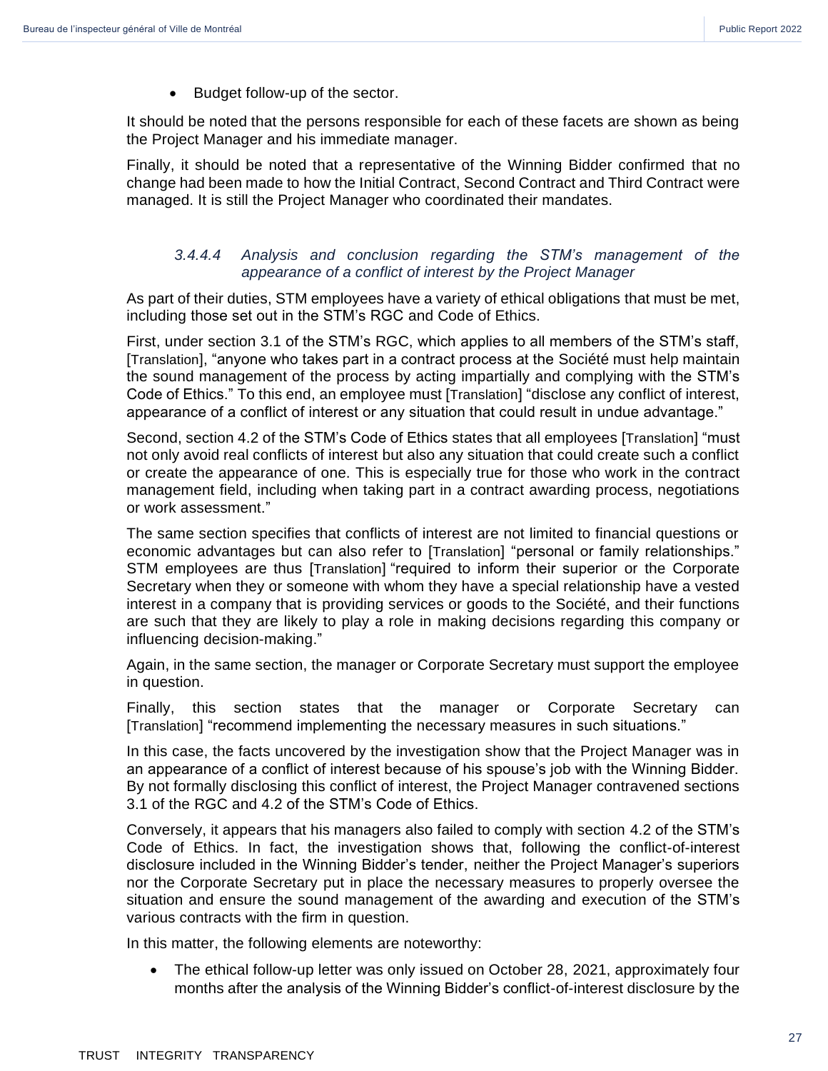- Budget follow-up of the sector.

It should be noted that the persons responsible for each of these facets are shown as being the Project Manager and his immediate manager.

Finally, it should be noted that a representative of the Winning Bidder confirmed that no change had been made to how the Initial Contract, Second Contract and Third Contract were managed. It is still the Project Manager who coordinated their mandates.

#### *3.4.4.4 Analysis and conclusion regarding the STM's management of the appearance of a conflict of interest by the Project Manager*

As part of their duties, STM employees have a variety of ethical obligations that must be met, including those set out in the STM's RGC and Code of Ethics.

First, under section 3.1 of the STM's RGC, which applies to all members of the STM's staff, [Translation], "anyone who takes part in a contract process at the Société must help maintain the sound management of the process by acting impartially and complying with the STM's Code of Ethics." To this end, an employee must [Translation] "disclose any conflict of interest, appearance of a conflict of interest or any situation that could result in undue advantage."

Second, section 4.2 of the STM's Code of Ethics states that all employees [Translation] "must not only avoid real conflicts of interest but also any situation that could create such a conflict or create the appearance of one. This is especially true for those who work in the contract management field, including when taking part in a contract awarding process, negotiations or work assessment."

The same section specifies that conflicts of interest are not limited to financial questions or economic advantages but can also refer to [Translation] "personal or family relationships." STM employees are thus [Translation] "required to inform their superior or the Corporate Secretary when they or someone with whom they have a special relationship have a vested interest in a company that is providing services or goods to the Société, and their functions are such that they are likely to play a role in making decisions regarding this company or influencing decision-making."

Again, in the same section, the manager or Corporate Secretary must support the employee in question.

Finally, this section states that the manager or Corporate Secretary can [Translation] "recommend implementing the necessary measures in such situations."

In this case, the facts uncovered by the investigation show that the Project Manager was in an appearance of a conflict of interest because of his spouse's job with the Winning Bidder. By not formally disclosing this conflict of interest, the Project Manager contravened sections 3.1 of the RGC and 4.2 of the STM's Code of Ethics.

Conversely, it appears that his managers also failed to comply with section 4.2 of the STM's Code of Ethics. In fact, the investigation shows that, following the conflict-of-interest disclosure included in the Winning Bidder's tender, neither the Project Manager's superiors nor the Corporate Secretary put in place the necessary measures to properly oversee the situation and ensure the sound management of the awarding and execution of the STM's various contracts with the firm in question.

In this matter, the following elements are noteworthy:

- The ethical follow-up letter was only issued on October 28, 2021, approximately four months after the analysis of the Winning Bidder's conflict-of-interest disclosure by the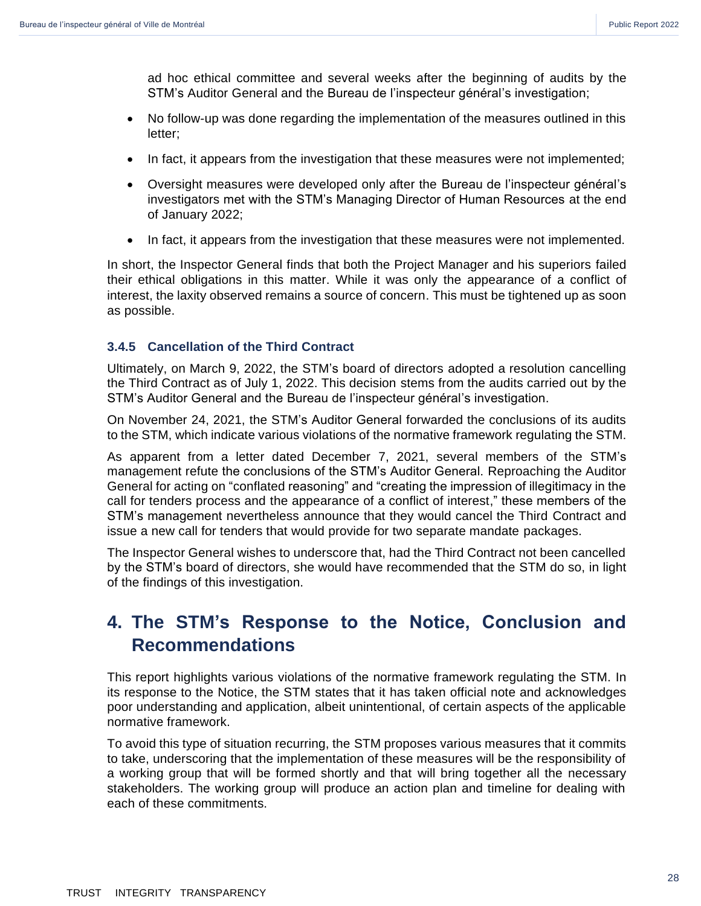ad hoc ethical committee and several weeks after the beginning of audits by the STM's Auditor General and the Bureau de l'inspecteur général's investigation;

- No follow-up was done regarding the implementation of the measures outlined in this letter;
- In fact, it appears from the investigation that these measures were not implemented;
- Oversight measures were developed only after the Bureau de l'inspecteur général's investigators met with the STM's Managing Director of Human Resources at the end of January 2022;
- In fact, it appears from the investigation that these measures were not implemented.

In short, the Inspector General finds that both the Project Manager and his superiors failed their ethical obligations in this matter. While it was only the appearance of a conflict of interest, the laxity observed remains a source of concern. This must be tightened up as soon as possible.

### 3.4.5 Cancellation of the Third Contract

Ultimately, on March 9, 2022, the STM's board of directors adopted a resolution cancelling the Third Contract as of July 1, 2022. This decision stems from the audits carried out by the STM's Auditor General and the Bureau de l'inspecteur général's investigation.

On November 24, 2021, the STM's Auditor General forwarded the conclusions of its audits to the STM, which indicate various violations of the normative framework regulating the STM.

As apparent from a letter dated December 7, 2021, several members of the STM's management refute the conclusions of the STM's Auditor General. Reproaching the Auditor General for acting on "conflated reasoning" and "creating the impression of illegitimacy in the call for tenders process and the appearance of a conflict of interest," these members of the STM's management nevertheless announce that they would cancel the Third Contract and issue a new call for tenders that would provide for two separate mandate packages.

The Inspector General wishes to underscore that, had the Third Contract not been cancelled by the STM's board of directors, she would have recommended that the STM do so, in light of the findings of this investigation.

# 4. The STM's Response to the Notice, Conclusion and Recommendations

This report highlights various violations of the normative framework regulating the STM. In its response to the Notice, the STM states that it has taken official note and acknowledges poor understanding and application, albeit unintentional, of certain aspects of the applicable normative framework.

To avoid this type of situation recurring, the STM proposes various measures that it commits to take, underscoring that the implementation of these measures will be the responsibility of a working group that will be formed shortly and that will bring together all the necessary stakeholders. The working group will produce an action plan and timeline for dealing with each of these commitments.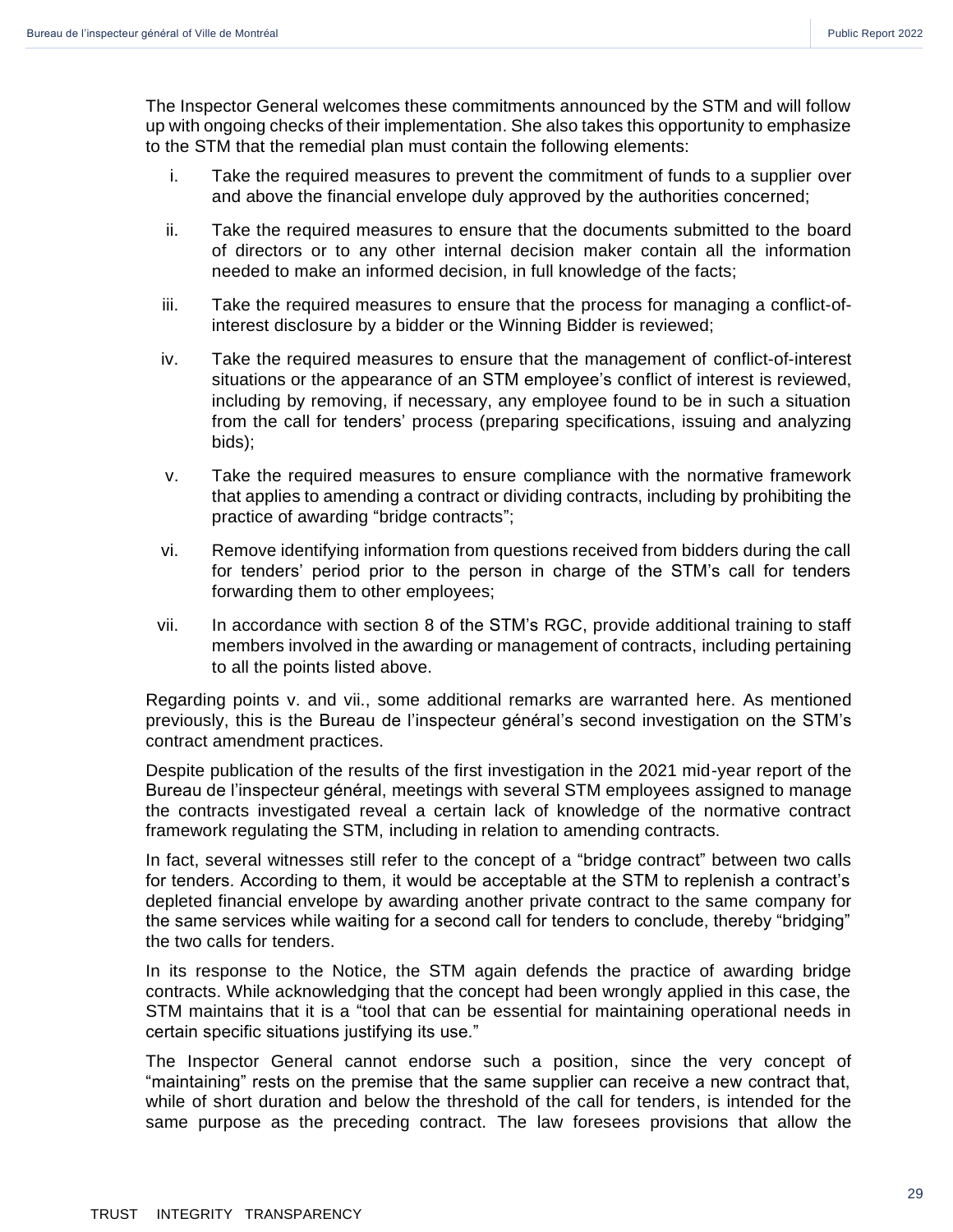The Inspector General welcomes these commitments announced by the STM and will follow up with ongoing checks of their implementation. She also takes this opportunity to emphasize to the STM that the remedial plan must contain the following elements:

i. Take the required measures to prevent the commitment of funds to a supplier over and above the financial envelope duly approved by the authorities concerned;

ii. Take the required measures to ensure that the documents submitted to the board of directors or to any other internal decision maker contain all the information needed to make an informed decision, in full knowledge of the facts;

iii. Take the required measures to ensure that the process for managing a conflict-of-interest disclosure by a bidder or the Winning Bidder is reviewed;

iv. Take the required measures to ensure that the management of conflict-of-interest situations or the appearance of an STM employee's conflict of interest is reviewed, including by removing, if necessary, any employee found to be in such a situation from the call for tenders' process (preparing specifications, issuing and analyzing bids);

v. Take the required measures to ensure compliance with the normative framework that applies to amending a contract or dividing contracts, including by prohibiting the practice of awarding "bridge contracts";

vi. Remove identifying information from questions received from bidders during the call for tenders' period prior to the person in charge of the STM's call for tenders forwarding them to other employees;

vii. In accordance with section 8 of the STM's RGC, provide additional training to staff members involved in the awarding or management of contracts, including pertaining to all the points listed above.

Regarding points v. and vii., some additional remarks are warranted here. As mentioned previously, this is the Bureau de l'inspecteur général's second investigation on the STM's contract amendment practices.

Despite publication of the results of the first investigation in the 2021 mid-year report of the Bureau de l'inspecteur général, meetings with several STM employees assigned to manage the contracts investigated reveal a certain lack of knowledge of the normative contract framework regulating the STM, including in relation to amending contracts.

In fact, several witnesses still refer to the concept of a "bridge contract" between two calls for tenders. According to them, it would be acceptable at the STM to replenish a contract's depleted financial envelope by awarding another private contract to the same company for the same services while waiting for a second call for tenders to conclude, thereby "bridging" the two calls for tenders.

In its response to the Notice, the STM again defends the practice of awarding bridge contracts. While acknowledging that the concept had been wrongly applied in this case, the STM maintains that it is a "tool that can be essential for maintaining operational needs in certain specific situations justifying its use."

The Inspector General cannot endorse such a position, since the very concept of "maintaining" rests on the premise that the same supplier can receive a new contract that, while of short duration and below the threshold of the call for tenders, is intended for the same purpose as the preceding contract. The law foresees provisions that allow the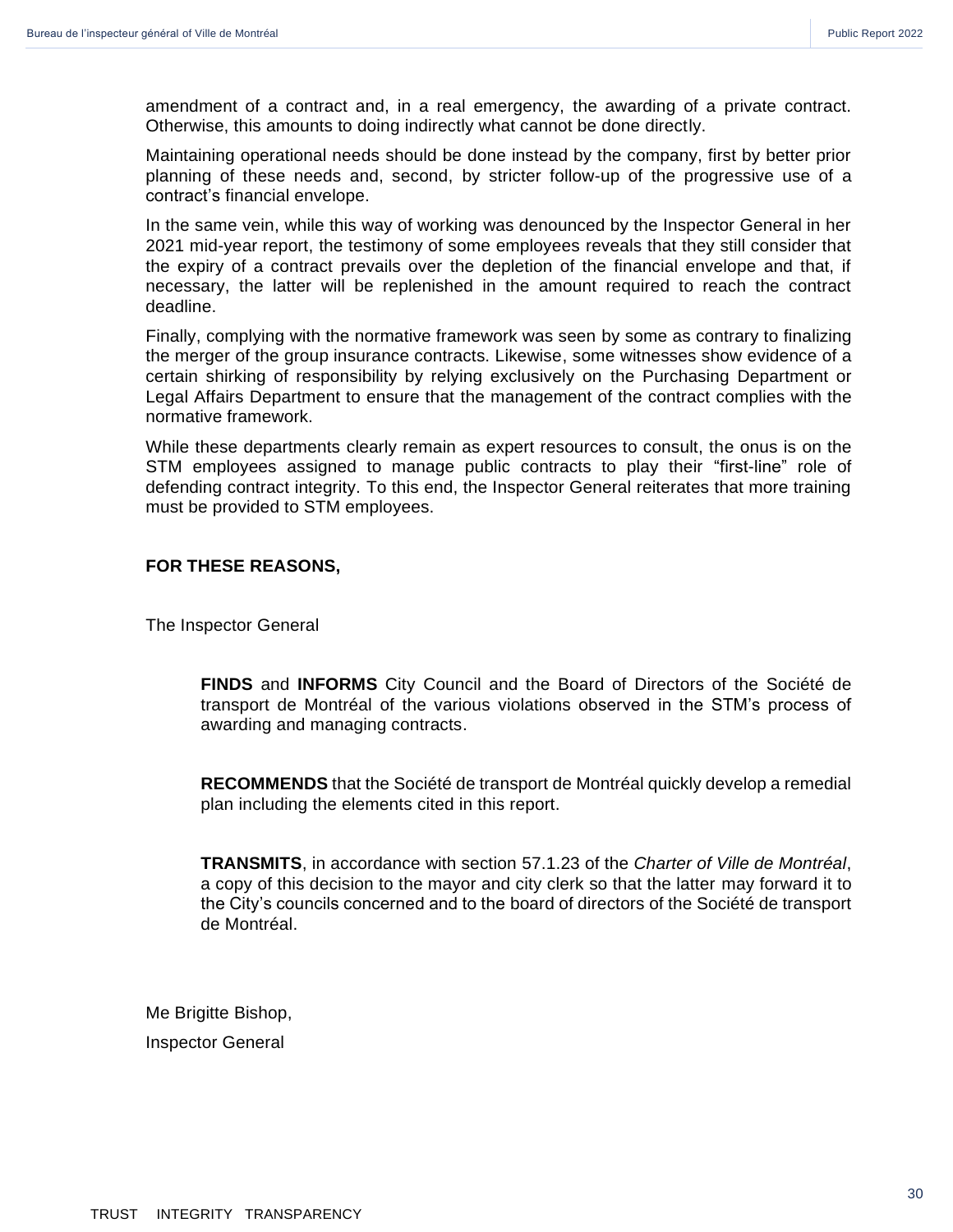amendment of a contract and, in a real emergency, the awarding of a private contract. Otherwise, this amounts to doing indirectly what cannot be done directly.

Maintaining operational needs should be done instead by the company, first by better prior planning of these needs and, second, by stricter follow-up of the progressive use of a contract's financial envelope.

In the same vein, while this way of working was denounced by the Inspector General in her 2021 mid-year report, the testimony of some employees reveals that they still consider that the expiry of a contract prevails over the depletion of the financial envelope and that, if necessary, the latter will be replenished in the amount required to reach the contract deadline.

Finally, complying with the normative framework was seen by some as contrary to finalizing the merger of the group insurance contracts. Likewise, some witnesses show evidence of a certain shirking of responsibility by relying exclusively on the Purchasing Department or Legal Affairs Department to ensure that the management of the contract complies with the normative framework.

While these departments clearly remain as expert resources to consult, the onus is on the STM employees assigned to manage public contracts to play their "first-line" role of defending contract integrity. To this end, the Inspector General reiterates that more training must be provided to STM employees.

**FOR THESE REASONS,**

The Inspector General

> **FINDS** and **INFORMS** City Council and the Board of Directors of the Société de transport de Montréal of the various violations observed in the STM's process of awarding and managing contracts.
>
> **RECOMMENDS** that the Société de transport de Montréal quickly develop a remedial plan including the elements cited in this report.
>
> **TRANSMITS**, in accordance with section 57.1.23 of the *Charter of Ville de Montréal*, a copy of this decision to the mayor and city clerk so that the latter may forward it to the City's councils concerned and to the board of directors of the Société de transport de Montréal.

Me Brigitte Bishop,

Inspector General